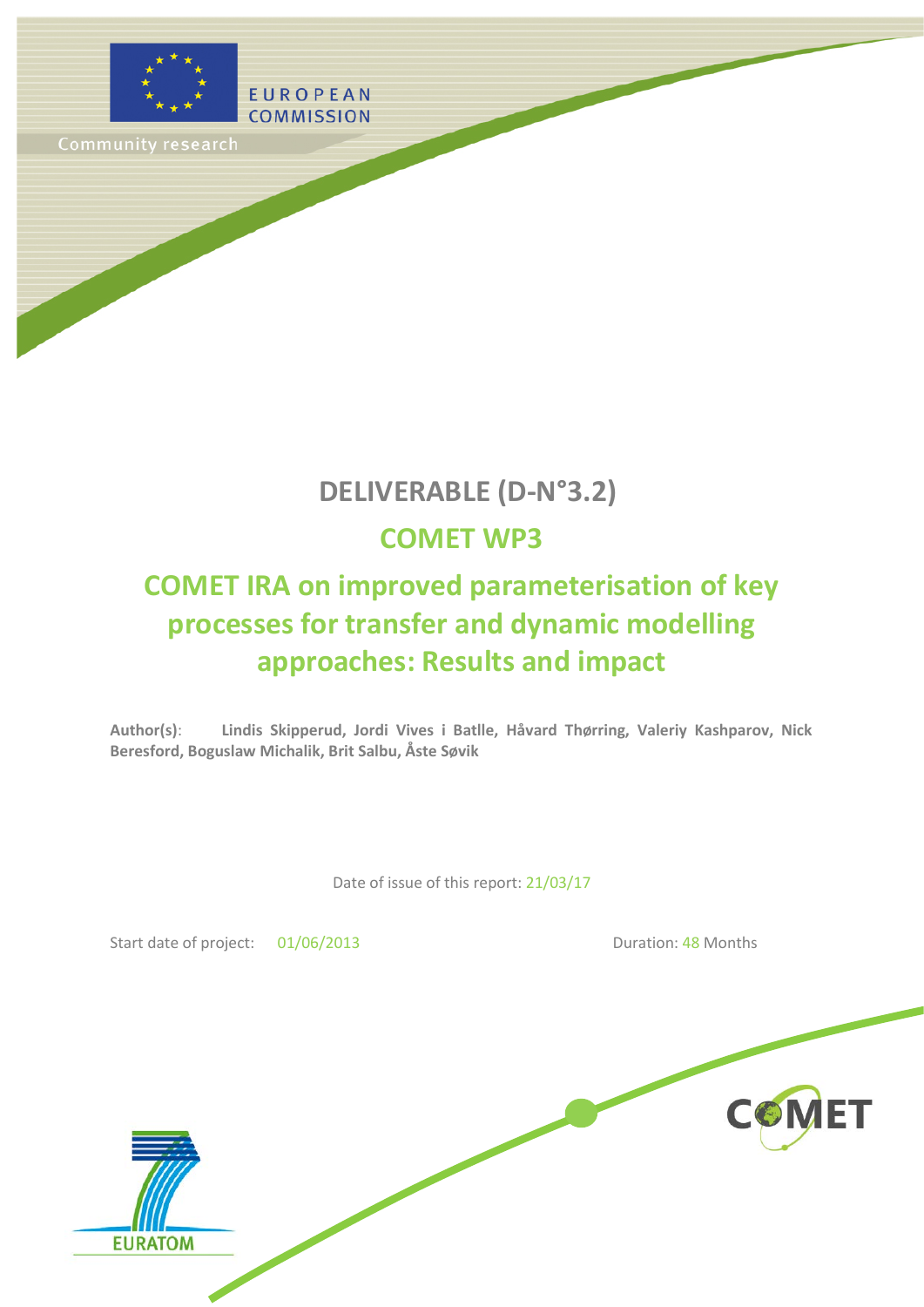EUROPEAN COMMISSION

Community research

# DELIVERABLE (D-N°3.2)

## COMET WP3

## COMET IRA on improved parameterisation of key processes for transfer and dynamic modelling approaches: Results and impact

**Author(s)**: **Lindis Skipperud, Jordi Vives i Batlle, Håvard Thørring, Valeriy Kashparov, Nick Beresford, Boguslaw Michalik, Brit Salbu, Åste Søvik**

Date of issue of this report: 21/03/17

Start date of project: 01/06/2013

Duration: 48 Months

COMET

EURATOM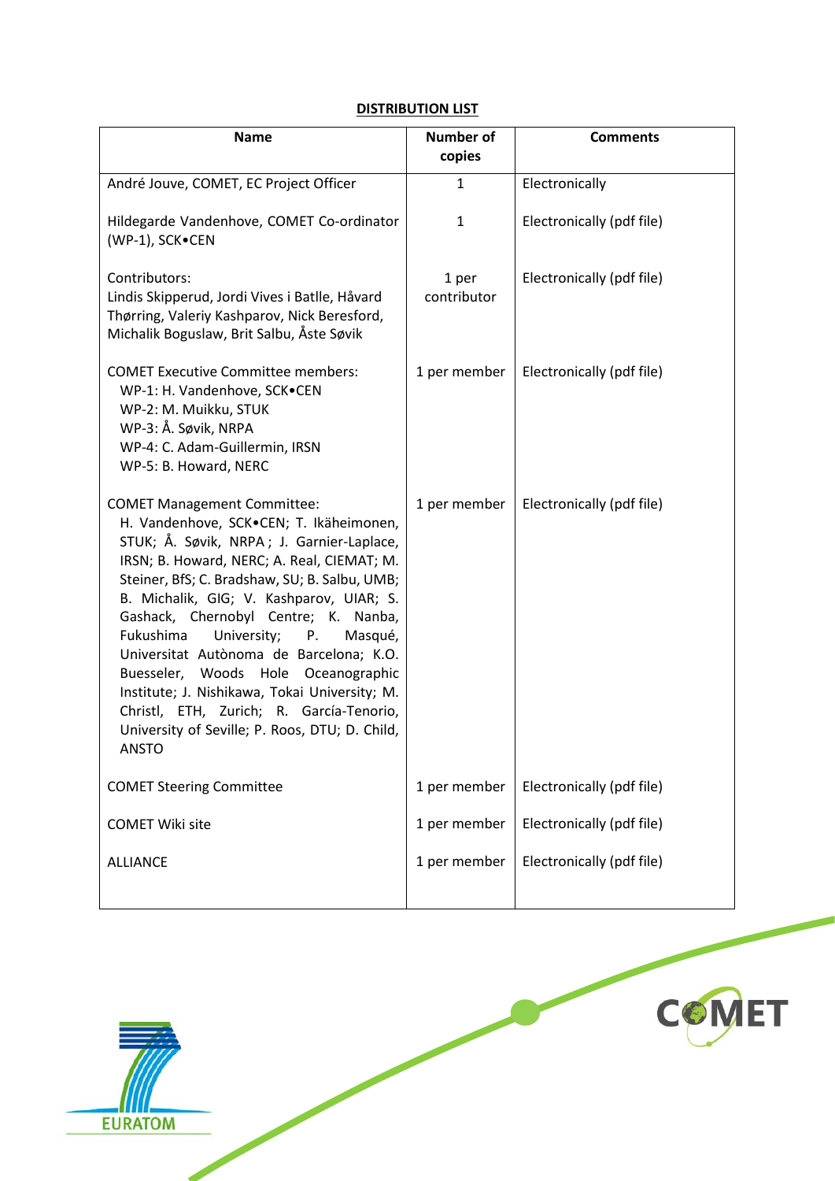**DISTRIBUTION LIST**

| Name | Number of copies | Comments |
|---|---|---|
| André Jouve, COMET, EC Project Officer | 1 | Electronically |
| Hildegarde Vandenhove, COMET Co-ordinator (WP-1), SCK•CEN | 1 | Electronically (pdf file) |
| Contributors:<br>Lindis Skipperud, Jordi Vives i Batlle, Håvard Thørring, Valeriy Kashparov, Nick Beresford, Michalik Boguslaw, Brit Salbu, Åste Søvik | 1 per contributor | Electronically (pdf file) |
| COMET Executive Committee members:<br>WP-1: H. Vandenhove, SCK•CEN<br>WP-2: M. Muikku, STUK<br>WP-3: Å. Søvik, NRPA<br>WP-4: C. Adam-Guillermin, IRSN<br>WP-5: B. Howard, NERC | 1 per member | Electronically (pdf file) |
| COMET Management Committee:<br>H. Vandenhove, SCK•CEN; T. Ikäheimonen, STUK; Å. Søvik, NRPA; J. Garnier-Laplace, IRSN; B. Howard, NERC; A. Real, CIEMAT; M. Steiner, BfS; C. Bradshaw, SU; B. Salbu, UMB; B. Michalik, GIG; V. Kashparov, UIAR; S. Gashack, Chernobyl Centre; K. Nanba, Fukushima University; P. Masqué, Universitat Autònoma de Barcelona; K.O. Buesseler, Woods Hole Oceanographic Institute; J. Nishikawa, Tokai University; M. Christl, ETH, Zurich; R. García-Tenorio, University of Seville; P. Roos, DTU; D. Child, ANSTO | 1 per member | Electronically (pdf file) |
| COMET Steering Committee | 1 per member | Electronically (pdf file) |
| COMET Wiki site | 1 per member | Electronically (pdf file) |
| ALLIANCE | 1 per member | Electronically (pdf file) |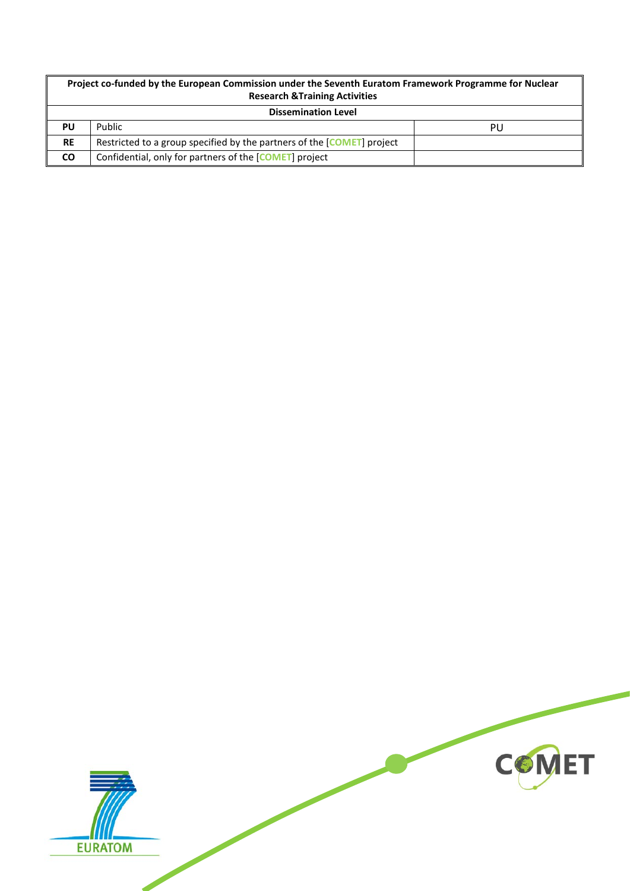| Project co-funded by the European Commission under the Seventh Euratom Framework Programme for Nuclear Research &Training Activities | | |
|---|---|---|
| **Dissemination Level** | | |
| **PU** | Public | PU |
| **RE** | Restricted to a group specified by the partners of the [COMET] project | |
| **CO** | Confidential, only for partners of the [COMET] project | |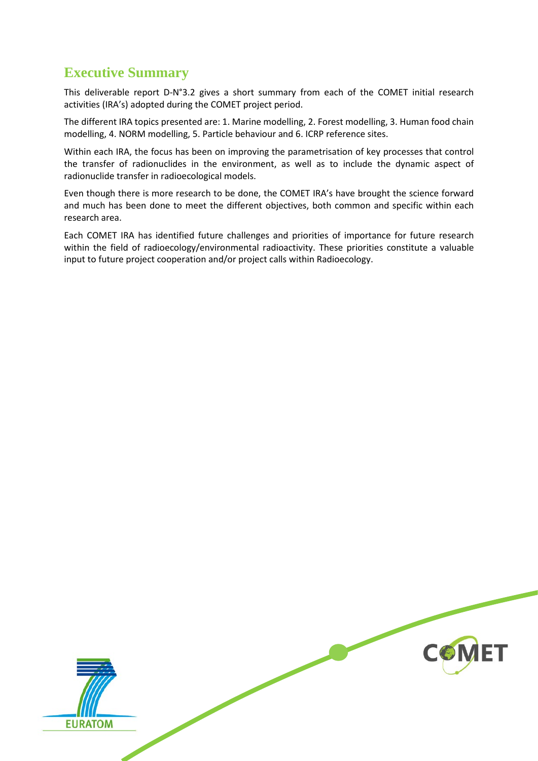# Executive Summary

This deliverable report D-N°3.2 gives a short summary from each of the COMET initial research activities (IRA's) adopted during the COMET project period.

The different IRA topics presented are: 1. Marine modelling, 2. Forest modelling, 3. Human food chain modelling, 4. NORM modelling, 5. Particle behaviour and 6. ICRP reference sites.

Within each IRA, the focus has been on improving the parametrisation of key processes that control the transfer of radionuclides in the environment, as well as to include the dynamic aspect of radionuclide transfer in radioecological models.

Even though there is more research to be done, the COMET IRA's have brought the science forward and much has been done to meet the different objectives, both common and specific within each research area.

Each COMET IRA has identified future challenges and priorities of importance for future research within the field of radioecology/environmental radioactivity. These priorities constitute a valuable input to future project cooperation and/or project calls within Radioecology.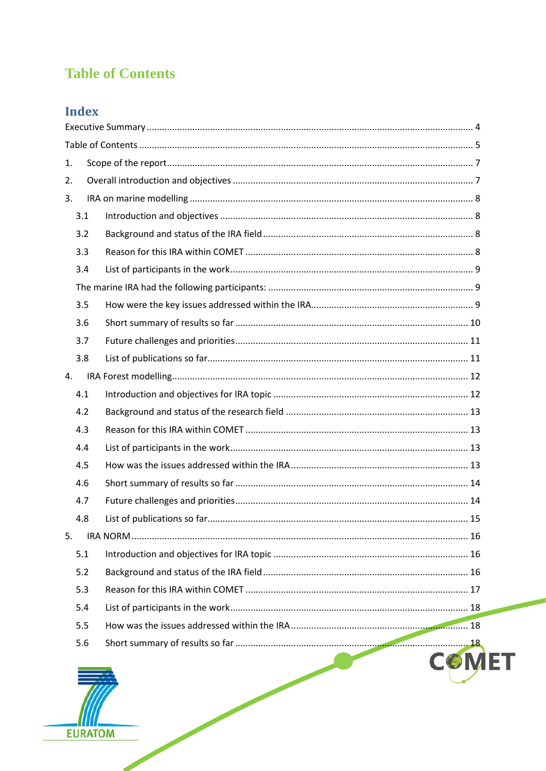# Table of Contents

## Index

Executive Summary ........................................................................................................................... 4

Table of Contents .............................................................................................................................. 5

1. Scope of the report.......................................................................................................................... 7

2. Overall introduction and objectives ............................................................................................... 7

3. IRA on marine modelling ............................................................................................................... 8

   3.1 Introduction and objectives ...................................................................................................... 8

   3.2 Background and status of the IRA field ..................................................................................... 8

   3.3 Reason for this IRA within COMET ............................................................................................ 8

   3.4 List of participants in the work.................................................................................................. 9

   The marine IRA had the following participants: ............................................................................ 9

   3.5 How were the key issues addressed within the IRA.................................................................. 9

   3.6 Short summary of results so far ............................................................................................. 10

   3.7 Future challenges and priorities.............................................................................................. 11

   3.8 List of publications so far........................................................................................................ 11

4. IRA Forest modelling.................................................................................................................... 12

   4.1 Introduction and objectives for IRA topic ............................................................................... 12

   4.2 Background and status of the research field .......................................................................... 13

   4.3 Reason for this IRA within COMET .......................................................................................... 13

   4.4 List of participants in the work................................................................................................ 13

   4.5 How was the issues addressed within the IRA ........................................................................ 13

   4.6 Short summary of results so far ............................................................................................. 14

   4.7 Future challenges and priorities.............................................................................................. 14

   4.8 List of publications so far........................................................................................................ 15

5. IRA NORM ..................................................................................................................................... 16

   5.1 Introduction and objectives for IRA topic ............................................................................... 16

   5.2 Background and status of the IRA field ................................................................................... 16

   5.3 Reason for this IRA within COMET .......................................................................................... 17

   5.4 List of participants in the work................................................................................................ 18

   5.5 How was the issues addressed within the IRA ........................................................................ 18

   5.6 Short summary of results so far ............................................................................................. 18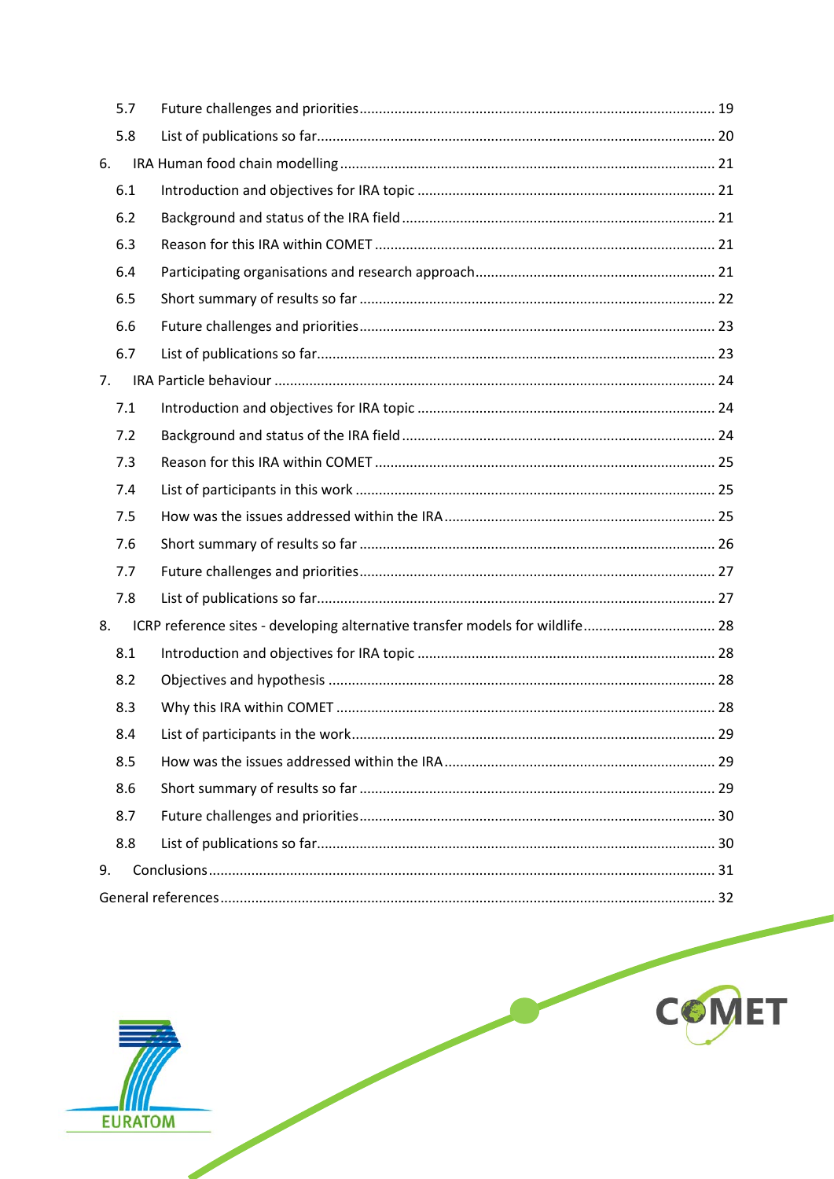5.7 Future challenges and priorities .......................................................................................... 19

5.8 List of publications so far...................................................................................................... 20

6. IRA Human food chain modelling ............................................................................................... 21

6.1 Introduction and objectives for IRA topic ............................................................................ 21

6.2 Background and status of the IRA field ................................................................................ 21

6.3 Reason for this IRA within COMET ....................................................................................... 21

6.4 Participating organisations and research approach............................................................. 21

6.5 Short summary of results so far ........................................................................................... 22

6.6 Future challenges and priorities ........................................................................................... 23

6.7 List of publications so far...................................................................................................... 23

7. IRA Particle behaviour ................................................................................................................. 24

7.1 Introduction and objectives for IRA topic ............................................................................ 24

7.2 Background and status of the IRA field ................................................................................ 24

7.3 Reason for this IRA within COMET ....................................................................................... 25

7.4 List of participants in this work ............................................................................................ 25

7.5 How was the issues addressed within the IRA ..................................................................... 25

7.6 Short summary of results so far ........................................................................................... 26

7.7 Future challenges and priorities ........................................................................................... 27

7.8 List of publications so far...................................................................................................... 27

8. ICRP reference sites - developing alternative transfer models for wildlife................................. 28

8.1 Introduction and objectives for IRA topic ............................................................................ 28

8.2 Objectives and hypothesis ................................................................................................... 28

8.3 Why this IRA within COMET ................................................................................................. 28

8.4 List of participants in the work............................................................................................. 29

8.5 How was the issues addressed within the IRA ..................................................................... 29

8.6 Short summary of results so far ........................................................................................... 29

8.7 Future challenges and priorities ........................................................................................... 30

8.8 List of publications so far...................................................................................................... 30

9. Conclusions ................................................................................................................................. 31

General references .............................................................................................................................. 32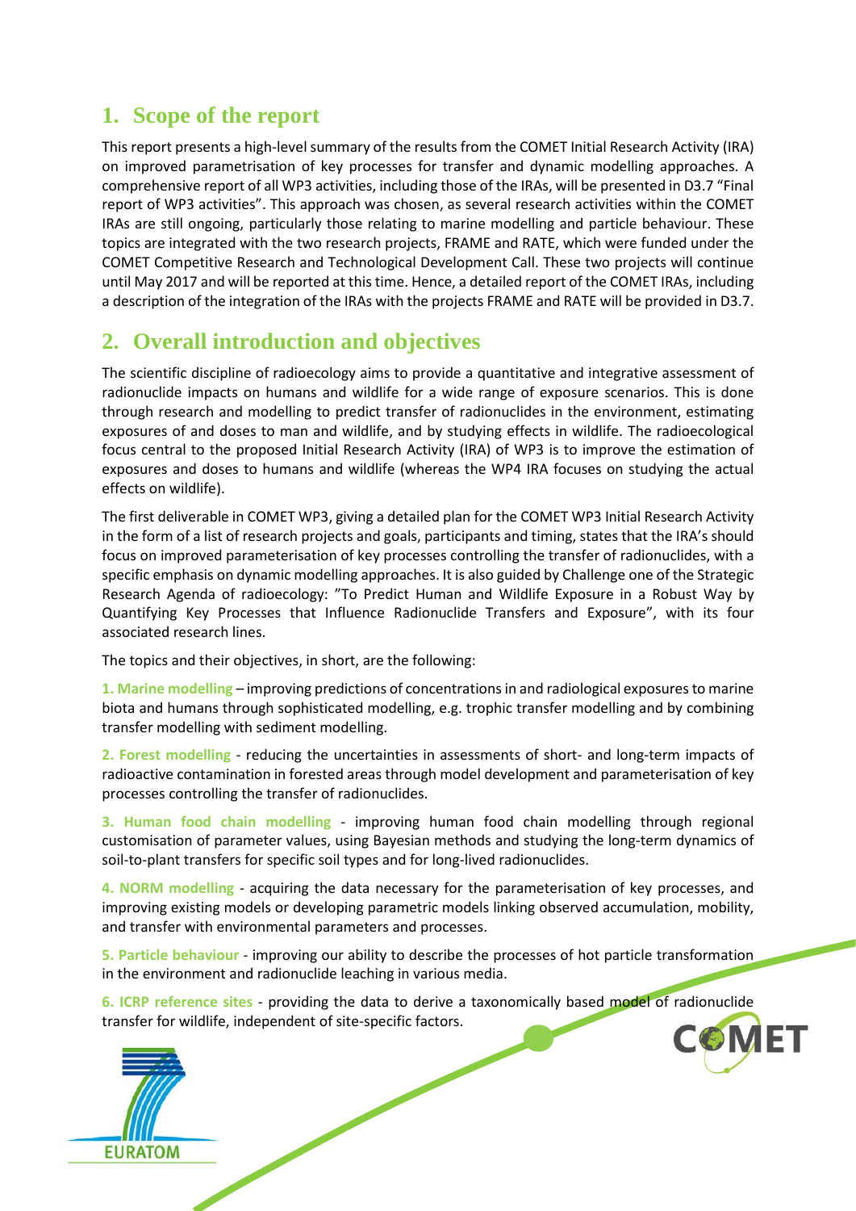## 1. Scope of the report

This report presents a high-level summary of the results from the COMET Initial Research Activity (IRA) on improved parametrisation of key processes for transfer and dynamic modelling approaches. A comprehensive report of all WP3 activities, including those of the IRAs, will be presented in D3.7 "Final report of WP3 activities". This approach was chosen, as several research activities within the COMET IRAs are still ongoing, particularly those relating to marine modelling and particle behaviour. These topics are integrated with the two research projects, FRAME and RATE, which were funded under the COMET Competitive Research and Technological Development Call. These two projects will continue until May 2017 and will be reported at this time. Hence, a detailed report of the COMET IRAs, including a description of the integration of the IRAs with the projects FRAME and RATE will be provided in D3.7.

## 2. Overall introduction and objectives

The scientific discipline of radioecology aims to provide a quantitative and integrative assessment of radionuclide impacts on humans and wildlife for a wide range of exposure scenarios. This is done through research and modelling to predict transfer of radionuclides in the environment, estimating exposures of and doses to man and wildlife, and by studying effects in wildlife. The radioecological focus central to the proposed Initial Research Activity (IRA) of WP3 is to improve the estimation of exposures and doses to humans and wildlife (whereas the WP4 IRA focuses on studying the actual effects on wildlife).

The first deliverable in COMET WP3, giving a detailed plan for the COMET WP3 Initial Research Activity in the form of a list of research projects and goals, participants and timing, states that the IRA's should focus on improved parameterisation of key processes controlling the transfer of radionuclides, with a specific emphasis on dynamic modelling approaches. It is also guided by Challenge one of the Strategic Research Agenda of radioecology: "To Predict Human and Wildlife Exposure in a Robust Way by Quantifying Key Processes that Influence Radionuclide Transfers and Exposure", with its four associated research lines.

The topics and their objectives, in short, are the following:

**1. Marine modelling** – improving predictions of concentrations in and radiological exposures to marine biota and humans through sophisticated modelling, e.g. trophic transfer modelling and by combining transfer modelling with sediment modelling.

**2. Forest modelling** - reducing the uncertainties in assessments of short- and long-term impacts of radioactive contamination in forested areas through model development and parameterisation of key processes controlling the transfer of radionuclides.

**3. Human food chain modelling** - improving human food chain modelling through regional customisation of parameter values, using Bayesian methods and studying the long-term dynamics of soil-to-plant transfers for specific soil types and for long-lived radionuclides.

**4. NORM modelling** - acquiring the data necessary for the parameterisation of key processes, and improving existing models or developing parametric models linking observed accumulation, mobility, and transfer with environmental parameters and processes.

**5. Particle behaviour** - improving our ability to describe the processes of hot particle transformation in the environment and radionuclide leaching in various media.

**6. ICRP reference sites** - providing the data to derive a taxonomically based model of radionuclide transfer for wildlife, independent of site-specific factors.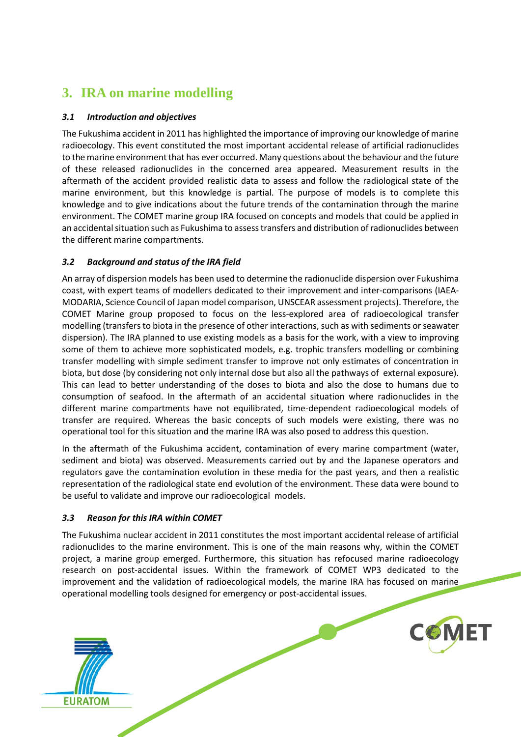# 3. IRA on marine modelling

### *3.1 Introduction and objectives*

The Fukushima accident in 2011 has highlighted the importance of improving our knowledge of marine radioecology. This event constituted the most important accidental release of artificial radionuclides to the marine environment that has ever occurred. Many questions about the behaviour and the future of these released radionuclides in the concerned area appeared. Measurement results in the aftermath of the accident provided realistic data to assess and follow the radiological state of the marine environment, but this knowledge is partial. The purpose of models is to complete this knowledge and to give indications about the future trends of the contamination through the marine environment. The COMET marine group IRA focused on concepts and models that could be applied in an accidental situation such as Fukushima to assess transfers and distribution of radionuclides between the different marine compartments.

### *3.2 Background and status of the IRA field*

An array of dispersion models has been used to determine the radionuclide dispersion over Fukushima coast, with expert teams of modellers dedicated to their improvement and inter-comparisons (IAEA-MODARIA, Science Council of Japan model comparison, UNSCEAR assessment projects). Therefore, the COMET Marine group proposed to focus on the less-explored area of radioecological transfer modelling (transfers to biota in the presence of other interactions, such as with sediments or seawater dispersion). The IRA planned to use existing models as a basis for the work, with a view to improving some of them to achieve more sophisticated models, e.g. trophic transfers modelling or combining transfer modelling with simple sediment transfer to improve not only estimates of concentration in biota, but dose (by considering not only internal dose but also all the pathways of external exposure). This can lead to better understanding of the doses to biota and also the dose to humans due to consumption of seafood. In the aftermath of an accidental situation where radionuclides in the different marine compartments have not equilibrated, time-dependent radioecological models of transfer are required. Whereas the basic concepts of such models were existing, there was no operational tool for this situation and the marine IRA was also posed to address this question.

In the aftermath of the Fukushima accident, contamination of every marine compartment (water, sediment and biota) was observed. Measurements carried out by and the Japanese operators and regulators gave the contamination evolution in these media for the past years, and then a realistic representation of the radiological state end evolution of the environment. These data were bound to be useful to validate and improve our radioecological models.

### *3.3 Reason for this IRA within COMET*

The Fukushima nuclear accident in 2011 constitutes the most important accidental release of artificial radionuclides to the marine environment. This is one of the main reasons why, within the COMET project, a marine group emerged. Furthermore, this situation has refocused marine radioecology research on post-accidental issues. Within the framework of COMET WP3 dedicated to the improvement and the validation of radioecological models, the marine IRA has focused on marine operational modelling tools designed for emergency or post-accidental issues.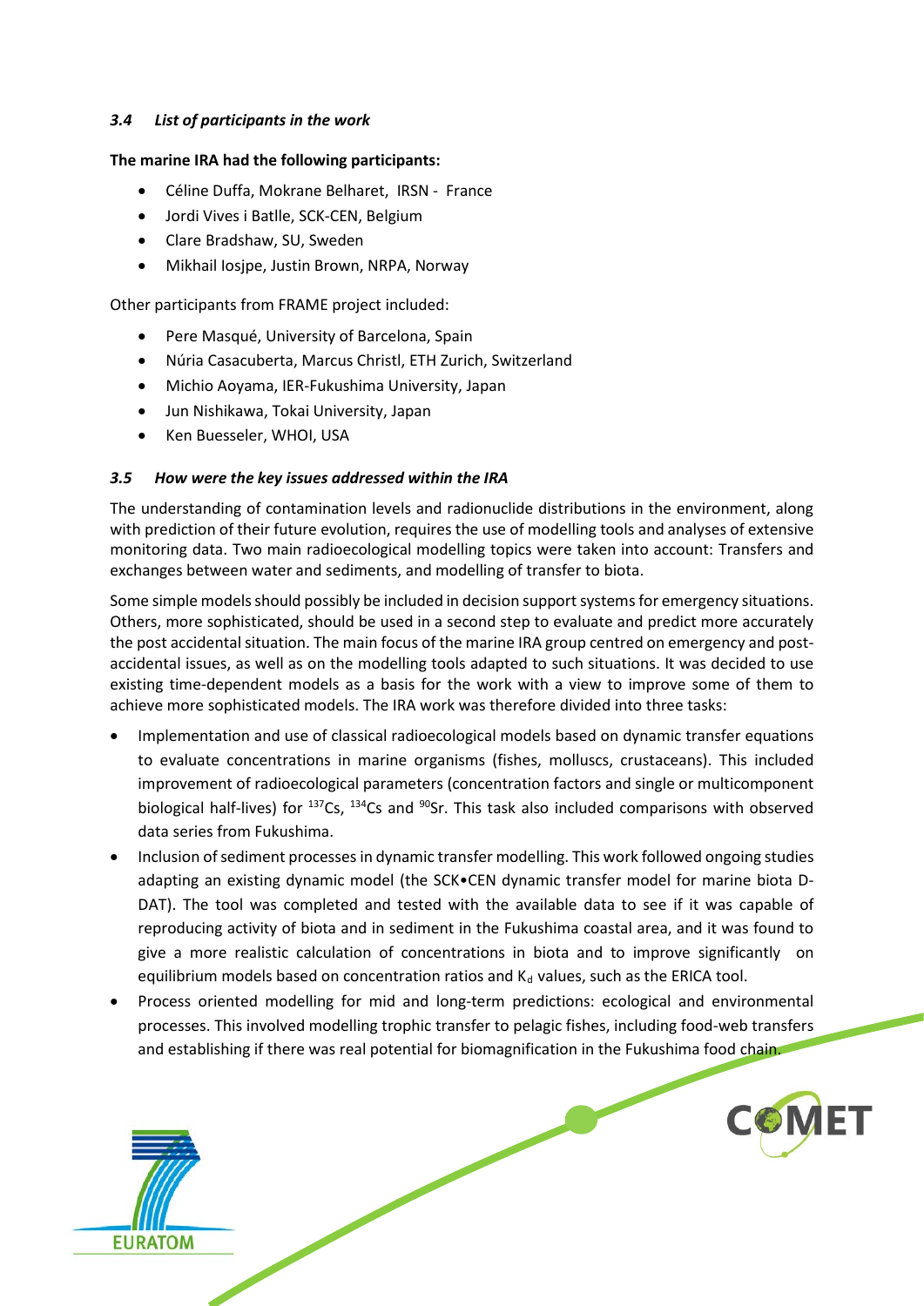### *3.4 List of participants in the work*

**The marine IRA had the following participants:**

- Céline Duffa, Mokrane Belharet, IRSN - France
- Jordi Vives i Batlle, SCK-CEN, Belgium
- Clare Bradshaw, SU, Sweden
- Mikhail Iosjpe, Justin Brown, NRPA, Norway

Other participants from FRAME project included:

- Pere Masqué, University of Barcelona, Spain
- Núria Casacuberta, Marcus Christl, ETH Zurich, Switzerland
- Michio Aoyama, IER-Fukushima University, Japan
- Jun Nishikawa, Tokai University, Japan
- Ken Buesseler, WHOI, USA

### *3.5 How were the key issues addressed within the IRA*

The understanding of contamination levels and radionuclide distributions in the environment, along with prediction of their future evolution, requires the use of modelling tools and analyses of extensive monitoring data. Two main radioecological modelling topics were taken into account: Transfers and exchanges between water and sediments, and modelling of transfer to biota.

Some simple models should possibly be included in decision support systems for emergency situations. Others, more sophisticated, should be used in a second step to evaluate and predict more accurately the post accidental situation. The main focus of the marine IRA group centred on emergency and post-accidental issues, as well as on the modelling tools adapted to such situations. It was decided to use existing time-dependent models as a basis for the work with a view to improve some of them to achieve more sophisticated models. The IRA work was therefore divided into three tasks:

- Implementation and use of classical radioecological models based on dynamic transfer equations to evaluate concentrations in marine organisms (fishes, molluscs, crustaceans). This included improvement of radioecological parameters (concentration factors and single or multicomponent biological half-lives) for $^{137}Cs$, $^{134}Cs$ and $^{90}Sr$. This task also included comparisons with observed data series from Fukushima.
- Inclusion of sediment processes in dynamic transfer modelling. This work followed ongoing studies adapting an existing dynamic model (the SCK•CEN dynamic transfer model for marine biota D-DAT). The tool was completed and tested with the available data to see if it was capable of reproducing activity of biota and in sediment in the Fukushima coastal area, and it was found to give a more realistic calculation of concentrations in biota and to improve significantly on equilibrium models based on concentration ratios and $K_d$ values, such as the ERICA tool.
- Process oriented modelling for mid and long-term predictions: ecological and environmental processes. This involved modelling trophic transfer to pelagic fishes, including food-web transfers and establishing if there was real potential for biomagnification in the Fukushima food chain.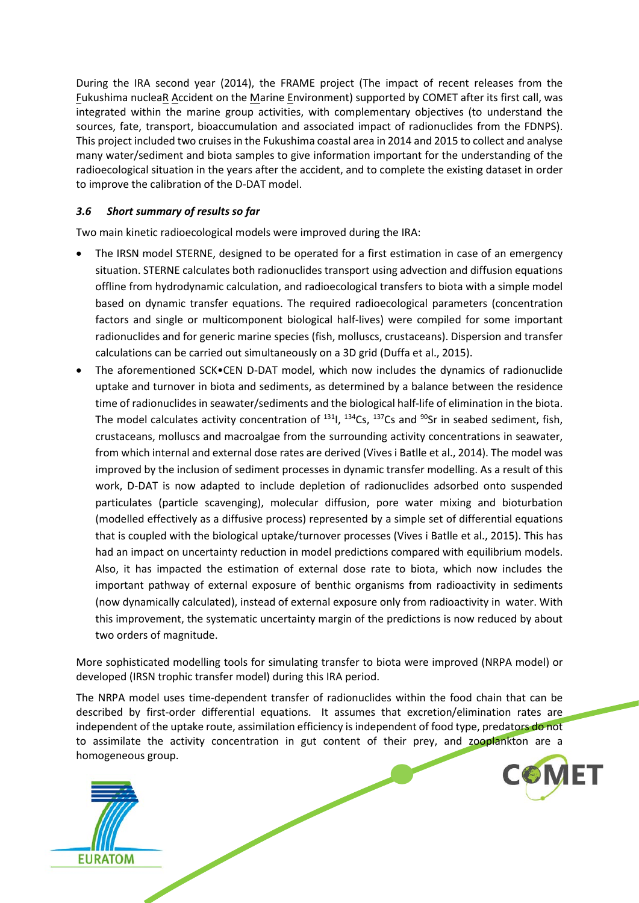During the IRA second year (2014), the FRAME project (The impact of recent releases from the Fukushima nucleaR Accident on the Marine Environment) supported by COMET after its first call, was integrated within the marine group activities, with complementary objectives (to understand the sources, fate, transport, bioaccumulation and associated impact of radionuclides from the FDNPS). This project included two cruises in the Fukushima coastal area in 2014 and 2015 to collect and analyse many water/sediment and biota samples to give information important for the understanding of the radioecological situation in the years after the accident, and to complete the existing dataset in order to improve the calibration of the D-DAT model.

### *3.6 Short summary of results so far*

Two main kinetic radioecological models were improved during the IRA:

- The IRSN model STERNE, designed to be operated for a first estimation in case of an emergency situation. STERNE calculates both radionuclides transport using advection and diffusion equations offline from hydrodynamic calculation, and radioecological transfers to biota with a simple model based on dynamic transfer equations. The required radioecological parameters (concentration factors and single or multicomponent biological half-lives) were compiled for some important radionuclides and for generic marine species (fish, molluscs, crustaceans). Dispersion and transfer calculations can be carried out simultaneously on a 3D grid (Duffa et al., 2015).
- The aforementioned SCK•CEN D-DAT model, which now includes the dynamics of radionuclide uptake and turnover in biota and sediments, as determined by a balance between the residence time of radionuclides in seawater/sediments and the biological half-life of elimination in the biota. The model calculates activity concentration of $^{131}I$, $^{134}Cs$, $^{137}Cs$ and $^{90}Sr$ in seabed sediment, fish, crustaceans, molluscs and macroalgae from the surrounding activity concentrations in seawater, from which internal and external dose rates are derived (Vives i Batlle et al., 2014). The model was improved by the inclusion of sediment processes in dynamic transfer modelling. As a result of this work, D-DAT is now adapted to include depletion of radionuclides adsorbed onto suspended particulates (particle scavenging), molecular diffusion, pore water mixing and bioturbation (modelled effectively as a diffusive process) represented by a simple set of differential equations that is coupled with the biological uptake/turnover processes (Vives i Batlle et al., 2015). This has had an impact on uncertainty reduction in model predictions compared with equilibrium models. Also, it has impacted the estimation of external dose rate to biota, which now includes the important pathway of external exposure of benthic organisms from radioactivity in sediments (now dynamically calculated), instead of external exposure only from radioactivity in water. With this improvement, the systematic uncertainty margin of the predictions is now reduced by about two orders of magnitude.

More sophisticated modelling tools for simulating transfer to biota were improved (NRPA model) or developed (IRSN trophic transfer model) during this IRA period.

The NRPA model uses time-dependent transfer of radionuclides within the food chain that can be described by first-order differential equations. It assumes that excretion/elimination rates are independent of the uptake route, assimilation efficiency is independent of food type, predators do not to assimilate the activity concentration in gut content of their prey, and zooplankton are a homogeneous group.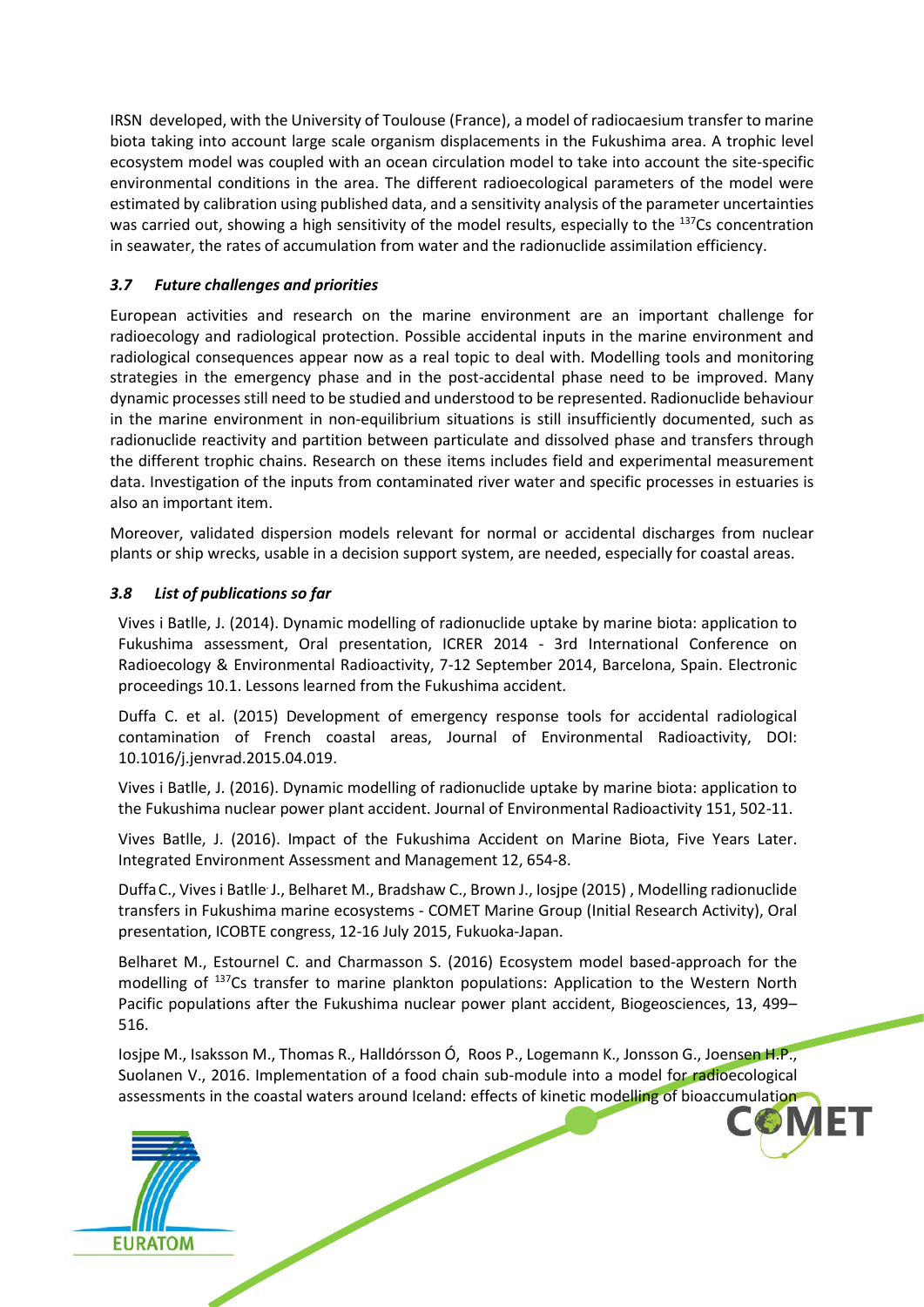IRSN developed, with the University of Toulouse (France), a model of radiocaesium transfer to marine biota taking into account large scale organism displacements in the Fukushima area. A trophic level ecosystem model was coupled with an ocean circulation model to take into account the site-specific environmental conditions in the area. The different radioecological parameters of the model were estimated by calibration using published data, and a sensitivity analysis of the parameter uncertainties was carried out, showing a high sensitivity of the model results, especially to the $^{137}$Cs concentration in seawater, the rates of accumulation from water and the radionuclide assimilation efficiency.

### *3.7 Future challenges and priorities*

European activities and research on the marine environment are an important challenge for radioecology and radiological protection. Possible accidental inputs in the marine environment and radiological consequences appear now as a real topic to deal with. Modelling tools and monitoring strategies in the emergency phase and in the post-accidental phase need to be improved. Many dynamic processes still need to be studied and understood to be represented. Radionuclide behaviour in the marine environment in non-equilibrium situations is still insufficiently documented, such as radionuclide reactivity and partition between particulate and dissolved phase and transfers through the different trophic chains. Research on these items includes field and experimental measurement data. Investigation of the inputs from contaminated river water and specific processes in estuaries is also an important item.

Moreover, validated dispersion models relevant for normal or accidental discharges from nuclear plants or ship wrecks, usable in a decision support system, are needed, especially for coastal areas.

### *3.8 List of publications so far*

Vives i Batlle, J. (2014). Dynamic modelling of radionuclide uptake by marine biota: application to Fukushima assessment, Oral presentation, ICRER 2014 - 3rd International Conference on Radioecology & Environmental Radioactivity, 7-12 September 2014, Barcelona, Spain. Electronic proceedings 10.1. Lessons learned from the Fukushima accident.

Duffa C. et al. (2015) Development of emergency response tools for accidental radiological contamination of French coastal areas, Journal of Environmental Radioactivity, DOI: 10.1016/j.jenvrad.2015.04.019.

Vives i Batlle, J. (2016). Dynamic modelling of radionuclide uptake by marine biota: application to the Fukushima nuclear power plant accident. Journal of Environmental Radioactivity 151, 502-11.

Vives Batlle, J. (2016). Impact of the Fukushima Accident on Marine Biota, Five Years Later. Integrated Environment Assessment and Management 12, 654-8.

Duffa C., Vives i Batlle J., Belharet M., Bradshaw C., Brown J., Iosjpe (2015) , Modelling radionuclide transfers in Fukushima marine ecosystems - COMET Marine Group (Initial Research Activity), Oral presentation, ICOBTE congress, 12-16 July 2015, Fukuoka-Japan.

Belharet M., Estournel C. and Charmasson S. (2016) Ecosystem model based-approach for the modelling of $^{137}$Cs transfer to marine plankton populations: Application to the Western North Pacific populations after the Fukushima nuclear power plant accident, Biogeosciences, 13, 499–516.

Iosjpe M., Isaksson M., Thomas R., Halldórsson Ó, Roos P., Logemann K., Jonsson G., Joensen H.P., Suolanen V., 2016. Implementation of a food chain sub-module into a model for radioecological assessments in the coastal waters around Iceland: effects of kinetic modelling of bioaccumulation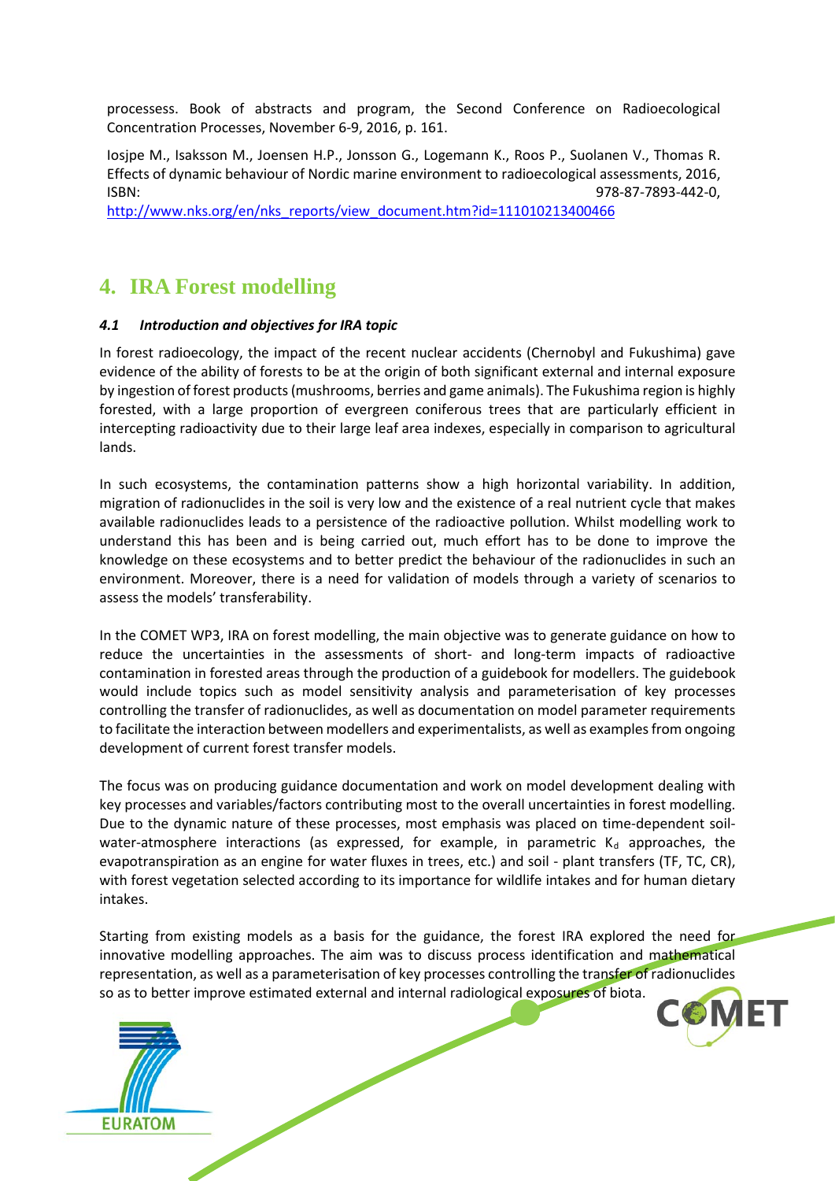processess. Book of abstracts and program, the Second Conference on Radioecological Concentration Processes, November 6-9, 2016, p. 161.

Iosjpe M., Isaksson M., Joensen H.P., Jonsson G., Logemann K., Roos P., Suolanen V., Thomas R. Effects of dynamic behaviour of Nordic marine environment to radioecological assessments, 2016, ISBN: 978-87-7893-442-0, http://www.nks.org/en/nks_reports/view_document.htm?id=111010213400466

# 4. IRA Forest modelling

### *4.1 Introduction and objectives for IRA topic*

In forest radioecology, the impact of the recent nuclear accidents (Chernobyl and Fukushima) gave evidence of the ability of forests to be at the origin of both significant external and internal exposure by ingestion of forest products (mushrooms, berries and game animals). The Fukushima region is highly forested, with a large proportion of evergreen coniferous trees that are particularly efficient in intercepting radioactivity due to their large leaf area indexes, especially in comparison to agricultural lands.

In such ecosystems, the contamination patterns show a high horizontal variability. In addition, migration of radionuclides in the soil is very low and the existence of a real nutrient cycle that makes available radionuclides leads to a persistence of the radioactive pollution. Whilst modelling work to understand this has been and is being carried out, much effort has to be done to improve the knowledge on these ecosystems and to better predict the behaviour of the radionuclides in such an environment. Moreover, there is a need for validation of models through a variety of scenarios to assess the models' transferability.

In the COMET WP3, IRA on forest modelling, the main objective was to generate guidance on how to reduce the uncertainties in the assessments of short- and long-term impacts of radioactive contamination in forested areas through the production of a guidebook for modellers. The guidebook would include topics such as model sensitivity analysis and parameterisation of key processes controlling the transfer of radionuclides, as well as documentation on model parameter requirements to facilitate the interaction between modellers and experimentalists, as well as examples from ongoing development of current forest transfer models.

The focus was on producing guidance documentation and work on model development dealing with key processes and variables/factors contributing most to the overall uncertainties in forest modelling. Due to the dynamic nature of these processes, most emphasis was placed on time-dependent soil-water-atmosphere interactions (as expressed, for example, in parametric $K_d$ approaches, the evapotranspiration as an engine for water fluxes in trees, etc.) and soil - plant transfers (TF, TC, CR), with forest vegetation selected according to its importance for wildlife intakes and for human dietary intakes.

Starting from existing models as a basis for the guidance, the forest IRA explored the need for innovative modelling approaches. The aim was to discuss process identification and mathematical representation, as well as a parameterisation of key processes controlling the transfer of radionuclides so as to better improve estimated external and internal radiological exposures of biota.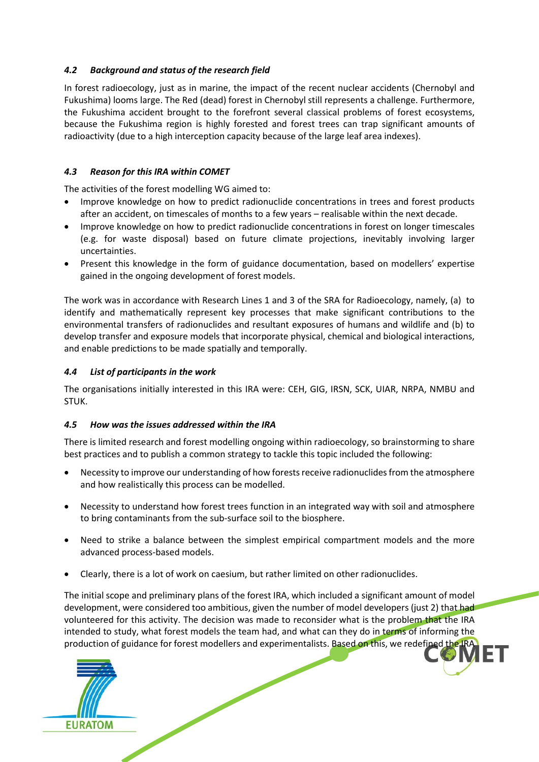#### *4.2 Background and status of the research field*

In forest radioecology, just as in marine, the impact of the recent nuclear accidents (Chernobyl and Fukushima) looms large. The Red (dead) forest in Chernobyl still represents a challenge. Furthermore, the Fukushima accident brought to the forefront several classical problems of forest ecosystems, because the Fukushima region is highly forested and forest trees can trap significant amounts of radioactivity (due to a high interception capacity because of the large leaf area indexes).

#### *4.3 Reason for this IRA within COMET*

The activities of the forest modelling WG aimed to:

- Improve knowledge on how to predict radionuclide concentrations in trees and forest products after an accident, on timescales of months to a few years – realisable within the next decade.
- Improve knowledge on how to predict radionuclide concentrations in forest on longer timescales (e.g. for waste disposal) based on future climate projections, inevitably involving larger uncertainties.
- Present this knowledge in the form of guidance documentation, based on modellers' expertise gained in the ongoing development of forest models.

The work was in accordance with Research Lines 1 and 3 of the SRA for Radioecology, namely, (a) to identify and mathematically represent key processes that make significant contributions to the environmental transfers of radionuclides and resultant exposures of humans and wildlife and (b) to develop transfer and exposure models that incorporate physical, chemical and biological interactions, and enable predictions to be made spatially and temporally.

#### *4.4 List of participants in the work*

The organisations initially interested in this IRA were: CEH, GIG, IRSN, SCK, UIAR, NRPA, NMBU and STUK.

#### *4.5 How was the issues addressed within the IRA*

There is limited research and forest modelling ongoing within radioecology, so brainstorming to share best practices and to publish a common strategy to tackle this topic included the following:

- Necessity to improve our understanding of how forests receive radionuclides from the atmosphere and how realistically this process can be modelled.
- Necessity to understand how forest trees function in an integrated way with soil and atmosphere to bring contaminants from the sub-surface soil to the biosphere.
- Need to strike a balance between the simplest empirical compartment models and the more advanced process-based models.
- Clearly, there is a lot of work on caesium, but rather limited on other radionuclides.

The initial scope and preliminary plans of the forest IRA, which included a significant amount of model development, were considered too ambitious, given the number of model developers (just 2) that had volunteered for this activity. The decision was made to reconsider what is the problem that the IRA intended to study, what forest models the team had, and what can they do in terms of informing the production of guidance for forest modellers and experimentalists. Based on this, we redefined the IRA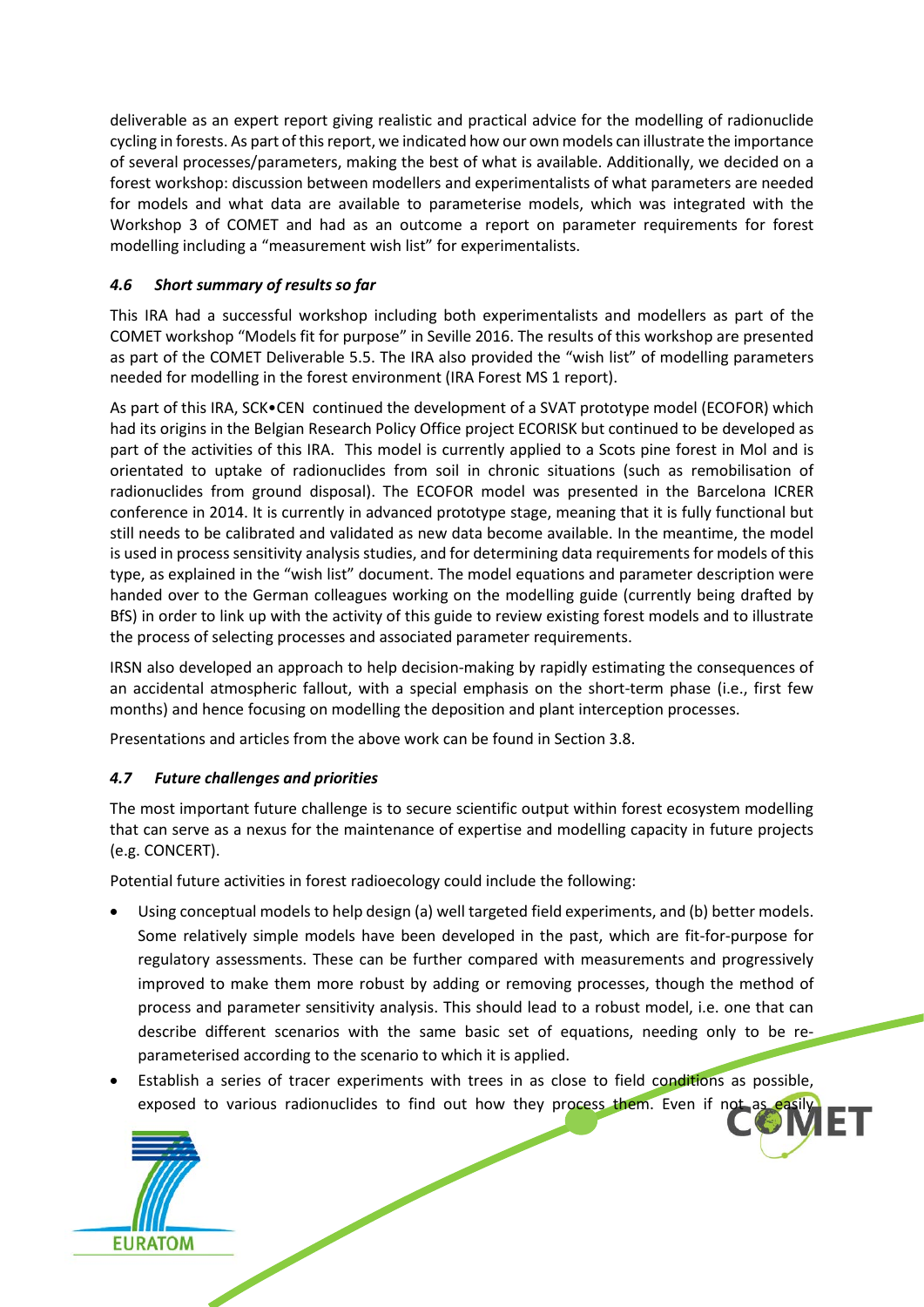deliverable as an expert report giving realistic and practical advice for the modelling of radionuclide cycling in forests. As part of this report, we indicated how our own models can illustrate the importance of several processes/parameters, making the best of what is available. Additionally, we decided on a forest workshop: discussion between modellers and experimentalists of what parameters are needed for models and what data are available to parameterise models, which was integrated with the Workshop 3 of COMET and had as an outcome a report on parameter requirements for forest modelling including a "measurement wish list" for experimentalists.

### *4.6 Short summary of results so far*

This IRA had a successful workshop including both experimentalists and modellers as part of the COMET workshop "Models fit for purpose" in Seville 2016. The results of this workshop are presented as part of the COMET Deliverable 5.5. The IRA also provided the "wish list" of modelling parameters needed for modelling in the forest environment (IRA Forest MS 1 report).

As part of this IRA, SCK•CEN continued the development of a SVAT prototype model (ECOFOR) which had its origins in the Belgian Research Policy Office project ECORISK but continued to be developed as part of the activities of this IRA. This model is currently applied to a Scots pine forest in Mol and is orientated to uptake of radionuclides from soil in chronic situations (such as remobilisation of radionuclides from ground disposal). The ECOFOR model was presented in the Barcelona ICRER conference in 2014. It is currently in advanced prototype stage, meaning that it is fully functional but still needs to be calibrated and validated as new data become available. In the meantime, the model is used in process sensitivity analysis studies, and for determining data requirements for models of this type, as explained in the "wish list" document. The model equations and parameter description were handed over to the German colleagues working on the modelling guide (currently being drafted by BfS) in order to link up with the activity of this guide to review existing forest models and to illustrate the process of selecting processes and associated parameter requirements.

IRSN also developed an approach to help decision-making by rapidly estimating the consequences of an accidental atmospheric fallout, with a special emphasis on the short-term phase (i.e., first few months) and hence focusing on modelling the deposition and plant interception processes.

Presentations and articles from the above work can be found in Section 3.8.

### *4.7 Future challenges and priorities*

The most important future challenge is to secure scientific output within forest ecosystem modelling that can serve as a nexus for the maintenance of expertise and modelling capacity in future projects (e.g. CONCERT).

Potential future activities in forest radioecology could include the following:

- Using conceptual models to help design (a) well targeted field experiments, and (b) better models. Some relatively simple models have been developed in the past, which are fit-for-purpose for regulatory assessments. These can be further compared with measurements and progressively improved to make them more robust by adding or removing processes, though the method of process and parameter sensitivity analysis. This should lead to a robust model, i.e. one that can describe different scenarios with the same basic set of equations, needing only to be re-parameterised according to the scenario to which it is applied.
- Establish a series of tracer experiments with trees in as close to field conditions as possible, exposed to various radionuclides to find out how they process them. Even if not as easily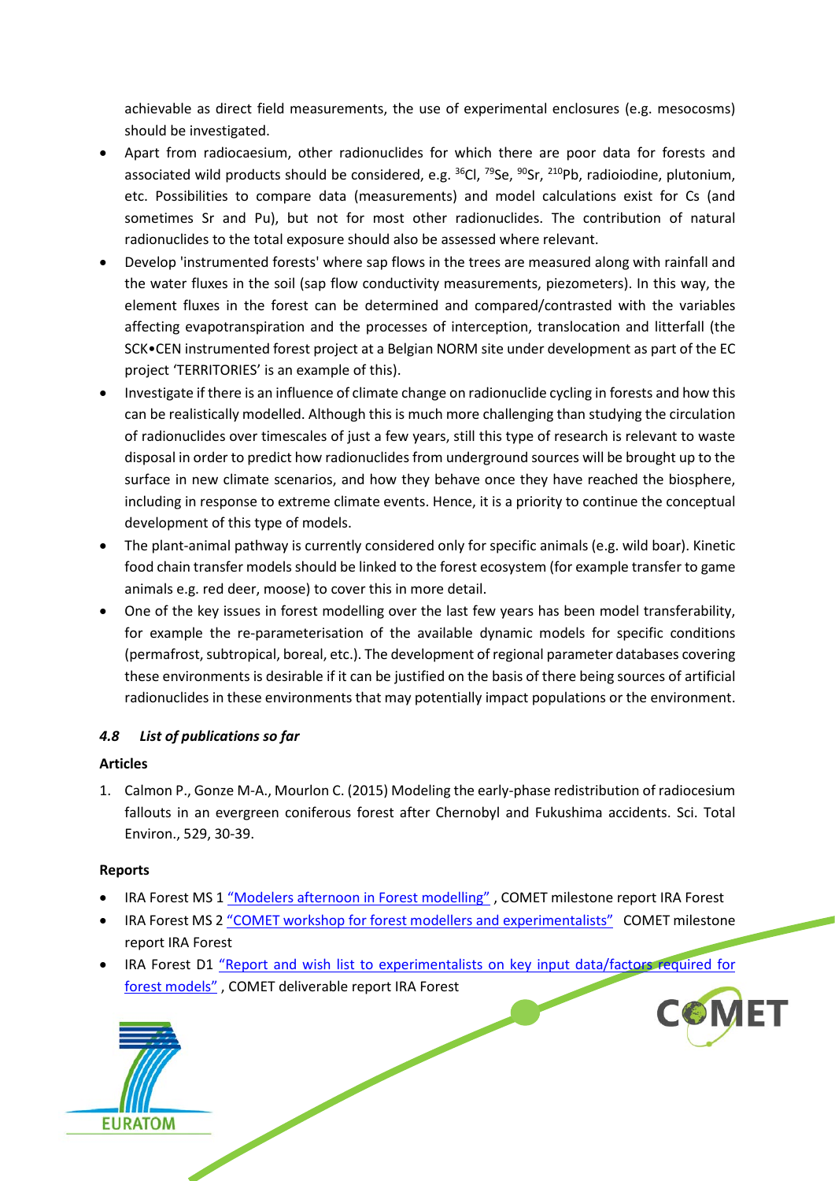achievable as direct field measurements, the use of experimental enclosures (e.g. mesocosms) should be investigated.

- Apart from radiocaesium, other radionuclides for which there are poor data for forests and associated wild products should be considered, e.g. $^{36}$Cl, $^{79}$Se, $^{90}$Sr, $^{210}$Pb, radioiodine, plutonium, etc. Possibilities to compare data (measurements) and model calculations exist for Cs (and sometimes Sr and Pu), but not for most other radionuclides. The contribution of natural radionuclides to the total exposure should also be assessed where relevant.
- Develop 'instrumented forests' where sap flows in the trees are measured along with rainfall and the water fluxes in the soil (sap flow conductivity measurements, piezometers). In this way, the element fluxes in the forest can be determined and compared/contrasted with the variables affecting evapotranspiration and the processes of interception, translocation and litterfall (the SCK•CEN instrumented forest project at a Belgian NORM site under development as part of the EC project 'TERRITORIES' is an example of this).
- Investigate if there is an influence of climate change on radionuclide cycling in forests and how this can be realistically modelled. Although this is much more challenging than studying the circulation of radionuclides over timescales of just a few years, still this type of research is relevant to waste disposal in order to predict how radionuclides from underground sources will be brought up to the surface in new climate scenarios, and how they behave once they have reached the biosphere, including in response to extreme climate events. Hence, it is a priority to continue the conceptual development of this type of models.
- The plant-animal pathway is currently considered only for specific animals (e.g. wild boar). Kinetic food chain transfer models should be linked to the forest ecosystem (for example transfer to game animals e.g. red deer, moose) to cover this in more detail.
- One of the key issues in forest modelling over the last few years has been model transferability, for example the re-parameterisation of the available dynamic models for specific conditions (permafrost, subtropical, boreal, etc.). The development of regional parameter databases covering these environments is desirable if it can be justified on the basis of there being sources of artificial radionuclides in these environments that may potentially impact populations or the environment.

### *4.8 List of publications so far*

**Articles**

1. Calmon P., Gonze M-A., Mourlon C. (2015) Modeling the early-phase redistribution of radiocesium fallouts in an evergreen coniferous forest after Chernobyl and Fukushima accidents. Sci. Total Environ., 529, 30-39.

**Reports**

- IRA Forest MS 1 "Modelers afternoon in Forest modelling" , COMET milestone report IRA Forest
- IRA Forest MS 2 "COMET workshop for forest modellers and experimentalists" COMET milestone report IRA Forest
- IRA Forest D1 "Report and wish list to experimentalists on key input data/factors required for forest models" , COMET deliverable report IRA Forest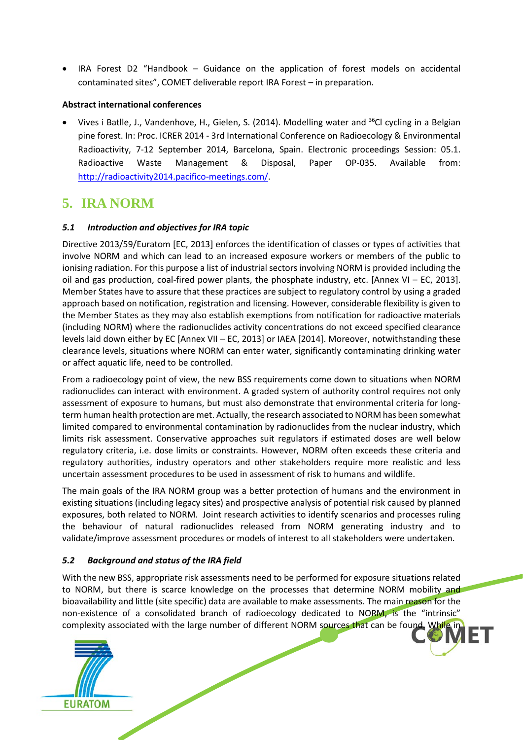- IRA Forest D2 "Handbook – Guidance on the application of forest models on accidental contaminated sites", COMET deliverable report IRA Forest – in preparation.

**Abstract international conferences**

- Vives i Batlle, J., Vandenhove, H., Gielen, S. (2014). Modelling water and $^{36}$Cl cycling in a Belgian pine forest. In: Proc. ICRER 2014 - 3rd International Conference on Radioecology & Environmental Radioactivity, 7-12 September 2014, Barcelona, Spain. Electronic proceedings Session: 05.1. Radioactive Waste Management & Disposal, Paper OP-035. Available from: http://radioactivity2014.pacifico-meetings.com/.

# 5. IRA NORM

### *5.1 Introduction and objectives for IRA topic*

Directive 2013/59/Euratom [EC, 2013] enforces the identification of classes or types of activities that involve NORM and which can lead to an increased exposure workers or members of the public to ionising radiation. For this purpose a list of industrial sectors involving NORM is provided including the oil and gas production, coal-fired power plants, the phosphate industry, etc. [Annex VI – EC, 2013]. Member States have to assure that these practices are subject to regulatory control by using a graded approach based on notification, registration and licensing. However, considerable flexibility is given to the Member States as they may also establish exemptions from notification for radioactive materials (including NORM) where the radionuclides activity concentrations do not exceed specified clearance levels laid down either by EC [Annex VII – EC, 2013] or IAEA [2014]. Moreover, notwithstanding these clearance levels, situations where NORM can enter water, significantly contaminating drinking water or affect aquatic life, need to be controlled.

From a radioecology point of view, the new BSS requirements come down to situations when NORM radionuclides can interact with environment. A graded system of authority control requires not only assessment of exposure to humans, but must also demonstrate that environmental criteria for long-term human health protection are met. Actually, the research associated to NORM has been somewhat limited compared to environmental contamination by radionuclides from the nuclear industry, which limits risk assessment. Conservative approaches suit regulators if estimated doses are well below regulatory criteria, i.e. dose limits or constraints. However, NORM often exceeds these criteria and regulatory authorities, industry operators and other stakeholders require more realistic and less uncertain assessment procedures to be used in assessment of risk to humans and wildlife.

The main goals of the IRA NORM group was a better protection of humans and the environment in existing situations (including legacy sites) and prospective analysis of potential risk caused by planned exposures, both related to NORM. Joint research activities to identify scenarios and processes ruling the behaviour of natural radionuclides released from NORM generating industry and to validate/improve assessment procedures or models of interest to all stakeholders were undertaken.

### *5.2 Background and status of the IRA field*

With the new BSS, appropriate risk assessments need to be performed for exposure situations related to NORM, but there is scarce knowledge on the processes that determine NORM mobility and bioavailability and little (site specific) data are available to make assessments. The main reason for the non-existence of a consolidated branch of radioecology dedicated to NORM, is the "intrinsic" complexity associated with the large number of different NORM sources that can be found. While in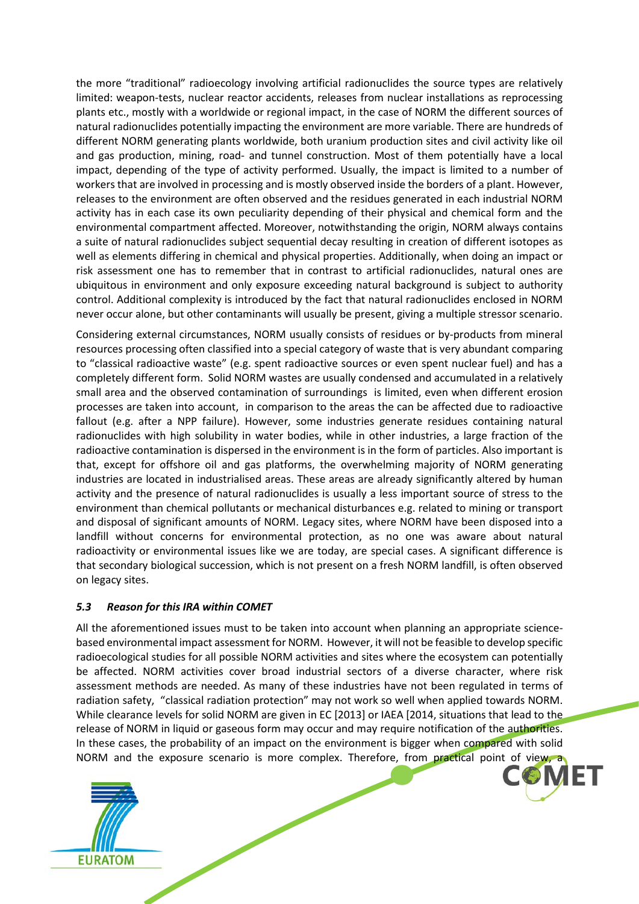the more "traditional" radioecology involving artificial radionuclides the source types are relatively limited: weapon-tests, nuclear reactor accidents, releases from nuclear installations as reprocessing plants etc., mostly with a worldwide or regional impact, in the case of NORM the different sources of natural radionuclides potentially impacting the environment are more variable. There are hundreds of different NORM generating plants worldwide, both uranium production sites and civil activity like oil and gas production, mining, road- and tunnel construction. Most of them potentially have a local impact, depending of the type of activity performed. Usually, the impact is limited to a number of workers that are involved in processing and is mostly observed inside the borders of a plant. However, releases to the environment are often observed and the residues generated in each industrial NORM activity has in each case its own peculiarity depending of their physical and chemical form and the environmental compartment affected. Moreover, notwithstanding the origin, NORM always contains a suite of natural radionuclides subject sequential decay resulting in creation of different isotopes as well as elements differing in chemical and physical properties. Additionally, when doing an impact or risk assessment one has to remember that in contrast to artificial radionuclides, natural ones are ubiquitous in environment and only exposure exceeding natural background is subject to authority control. Additional complexity is introduced by the fact that natural radionuclides enclosed in NORM never occur alone, but other contaminants will usually be present, giving a multiple stressor scenario.

Considering external circumstances, NORM usually consists of residues or by-products from mineral resources processing often classified into a special category of waste that is very abundant comparing to "classical radioactive waste" (e.g. spent radioactive sources or even spent nuclear fuel) and has a completely different form. Solid NORM wastes are usually condensed and accumulated in a relatively small area and the observed contamination of surroundings is limited, even when different erosion processes are taken into account, in comparison to the areas the can be affected due to radioactive fallout (e.g. after a NPP failure). However, some industries generate residues containing natural radionuclides with high solubility in water bodies, while in other industries, a large fraction of the radioactive contamination is dispersed in the environment is in the form of particles. Also important is that, except for offshore oil and gas platforms, the overwhelming majority of NORM generating industries are located in industrialised areas. These areas are already significantly altered by human activity and the presence of natural radionuclides is usually a less important source of stress to the environment than chemical pollutants or mechanical disturbances e.g. related to mining or transport and disposal of significant amounts of NORM. Legacy sites, where NORM have been disposed into a landfill without concerns for environmental protection, as no one was aware about natural radioactivity or environmental issues like we are today, are special cases. A significant difference is that secondary biological succession, which is not present on a fresh NORM landfill, is often observed on legacy sites.

### *5.3 Reason for this IRA within COMET*

All the aforementioned issues must to be taken into account when planning an appropriate science-based environmental impact assessment for NORM. However, it will not be feasible to develop specific radioecological studies for all possible NORM activities and sites where the ecosystem can potentially be affected. NORM activities cover broad industrial sectors of a diverse character, where risk assessment methods are needed. As many of these industries have not been regulated in terms of radiation safety, "classical radiation protection" may not work so well when applied towards NORM. While clearance levels for solid NORM are given in EC [2013] or IAEA [2014, situations that lead to the release of NORM in liquid or gaseous form may occur and may require notification of the authorities. In these cases, the probability of an impact on the environment is bigger when compared with solid NORM and the exposure scenario is more complex. Therefore, from practical point of view, a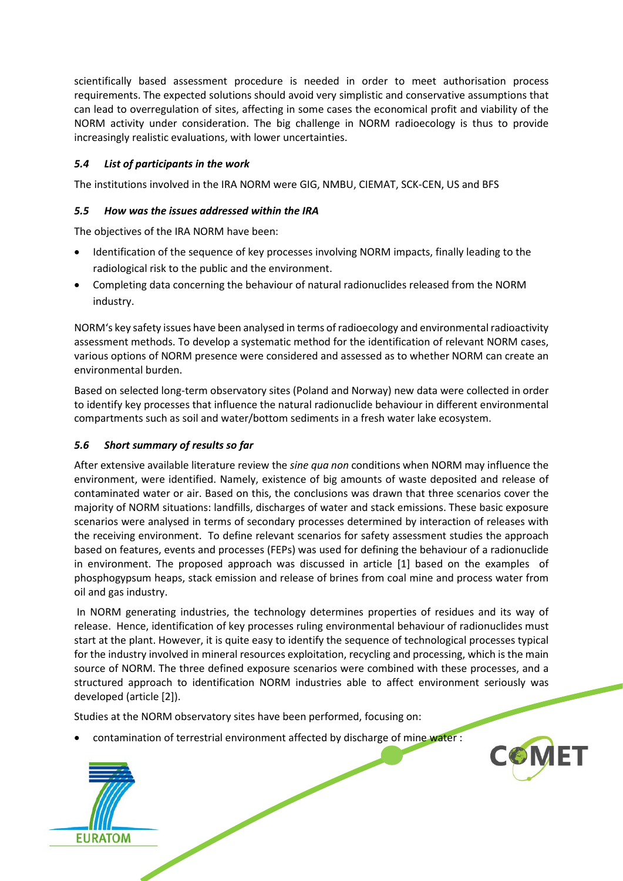scientifically based assessment procedure is needed in order to meet authorisation process requirements. The expected solutions should avoid very simplistic and conservative assumptions that can lead to overregulation of sites, affecting in some cases the economical profit and viability of the NORM activity under consideration. The big challenge in NORM radioecology is thus to provide increasingly realistic evaluations, with lower uncertainties.

### *5.4 List of participants in the work*

The institutions involved in the IRA NORM were GIG, NMBU, CIEMAT, SCK-CEN, US and BFS

### *5.5 How was the issues addressed within the IRA*

The objectives of the IRA NORM have been:

- Identification of the sequence of key processes involving NORM impacts, finally leading to the radiological risk to the public and the environment.
- Completing data concerning the behaviour of natural radionuclides released from the NORM industry.

NORM's key safety issues have been analysed in terms of radioecology and environmental radioactivity assessment methods. To develop a systematic method for the identification of relevant NORM cases, various options of NORM presence were considered and assessed as to whether NORM can create an environmental burden.

Based on selected long-term observatory sites (Poland and Norway) new data were collected in order to identify key processes that influence the natural radionuclide behaviour in different environmental compartments such as soil and water/bottom sediments in a fresh water lake ecosystem.

### *5.6 Short summary of results so far*

After extensive available literature review the *sine qua non* conditions when NORM may influence the environment, were identified. Namely, existence of big amounts of waste deposited and release of contaminated water or air. Based on this, the conclusions was drawn that three scenarios cover the majority of NORM situations: landfills, discharges of water and stack emissions. These basic exposure scenarios were analysed in terms of secondary processes determined by interaction of releases with the receiving environment. To define relevant scenarios for safety assessment studies the approach based on features, events and processes (FEPs) was used for defining the behaviour of a radionuclide in environment. The proposed approach was discussed in article [1] based on the examples of phosphogypsum heaps, stack emission and release of brines from coal mine and process water from oil and gas industry.

In NORM generating industries, the technology determines properties of residues and its way of release. Hence, identification of key processes ruling environmental behaviour of radionuclides must start at the plant. However, it is quite easy to identify the sequence of technological processes typical for the industry involved in mineral resources exploitation, recycling and processing, which is the main source of NORM. The three defined exposure scenarios were combined with these processes, and a structured approach to identification NORM industries able to affect environment seriously was developed (article [2]).

Studies at the NORM observatory sites have been performed, focusing on:

- contamination of terrestrial environment affected by discharge of mine water :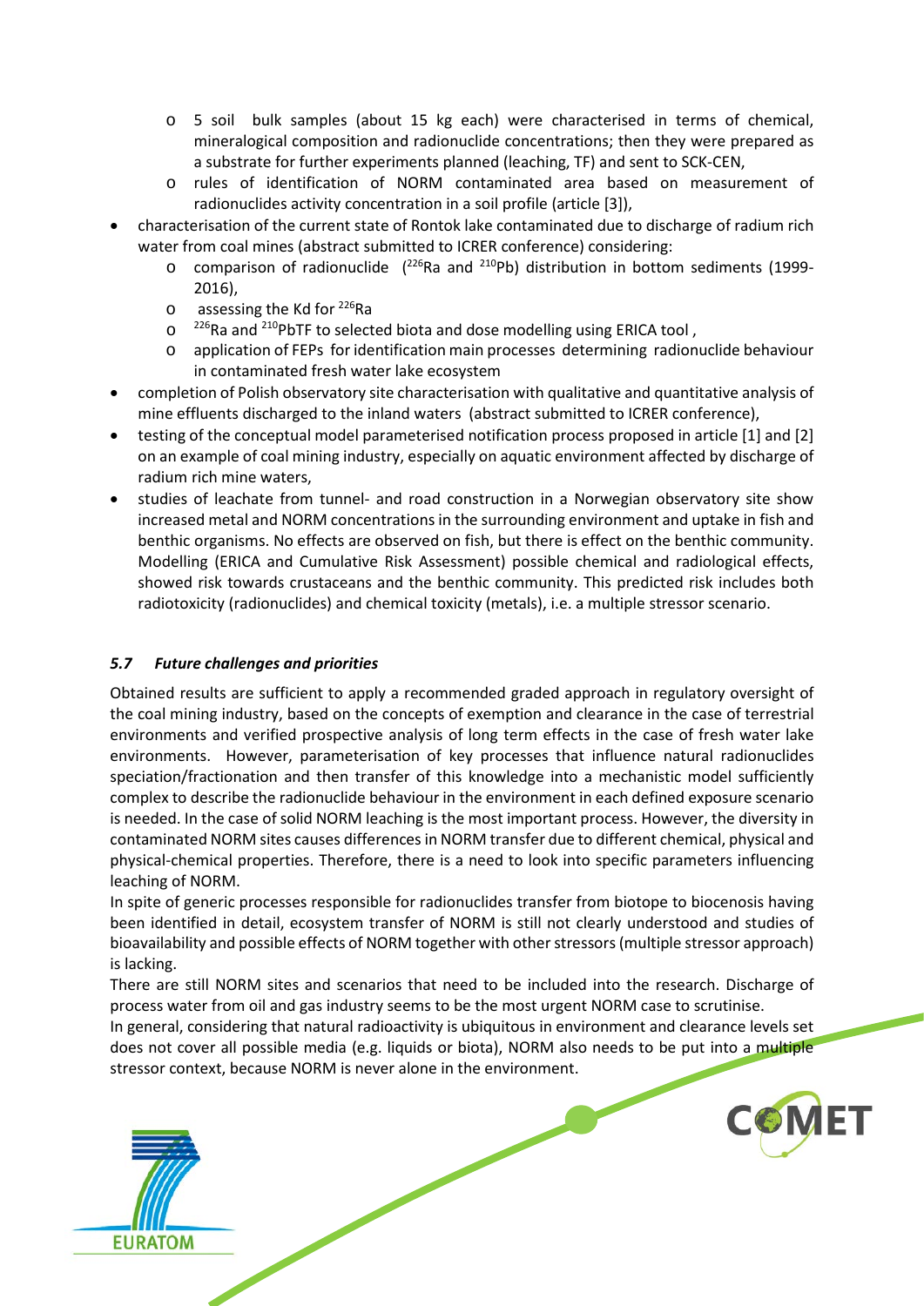- 5 soil bulk samples (about 15 kg each) were characterised in terms of chemical, mineralogical composition and radionuclide concentrations; then they were prepared as a substrate for further experiments planned (leaching, TF) and sent to SCK-CEN,
  - rules of identification of NORM contaminated area based on measurement of radionuclides activity concentration in a soil profile (article [3]),
- characterisation of the current state of Rontok lake contaminated due to discharge of radium rich water from coal mines (abstract submitted to ICRER conference) considering:
  - comparison of radionuclide ($^{226}$Ra and $^{210}$Pb) distribution in bottom sediments (1999-2016),
  - assessing the Kd for $^{226}$Ra
  - $^{226}$Ra and $^{210}$PbTF to selected biota and dose modelling using ERICA tool ,
  - application of FEPs for identification main processes determining radionuclide behaviour in contaminated fresh water lake ecosystem
- completion of Polish observatory site characterisation with qualitative and quantitative analysis of mine effluents discharged to the inland waters (abstract submitted to ICRER conference),
- testing of the conceptual model parameterised notification process proposed in article [1] and [2] on an example of coal mining industry, especially on aquatic environment affected by discharge of radium rich mine waters,
- studies of leachate from tunnel- and road construction in a Norwegian observatory site show increased metal and NORM concentrations in the surrounding environment and uptake in fish and benthic organisms. No effects are observed on fish, but there is effect on the benthic community. Modelling (ERICA and Cumulative Risk Assessment) possible chemical and radiological effects, showed risk towards crustaceans and the benthic community. This predicted risk includes both radiotoxicity (radionuclides) and chemical toxicity (metals), i.e. a multiple stressor scenario.

### *5.7 Future challenges and priorities*

Obtained results are sufficient to apply a recommended graded approach in regulatory oversight of the coal mining industry, based on the concepts of exemption and clearance in the case of terrestrial environments and verified prospective analysis of long term effects in the case of fresh water lake environments. However, parameterisation of key processes that influence natural radionuclides speciation/fractionation and then transfer of this knowledge into a mechanistic model sufficiently complex to describe the radionuclide behaviour in the environment in each defined exposure scenario is needed. In the case of solid NORM leaching is the most important process. However, the diversity in contaminated NORM sites causes differences in NORM transfer due to different chemical, physical and physical-chemical properties. Therefore, there is a need to look into specific parameters influencing leaching of NORM.

In spite of generic processes responsible for radionuclides transfer from biotope to biocenosis having been identified in detail, ecosystem transfer of NORM is still not clearly understood and studies of bioavailability and possible effects of NORM together with other stressors (multiple stressor approach) is lacking.

There are still NORM sites and scenarios that need to be included into the research. Discharge of process water from oil and gas industry seems to be the most urgent NORM case to scrutinise.

In general, considering that natural radioactivity is ubiquitous in environment and clearance levels set does not cover all possible media (e.g. liquids or biota), NORM also needs to be put into a multiple stressor context, because NORM is never alone in the environment.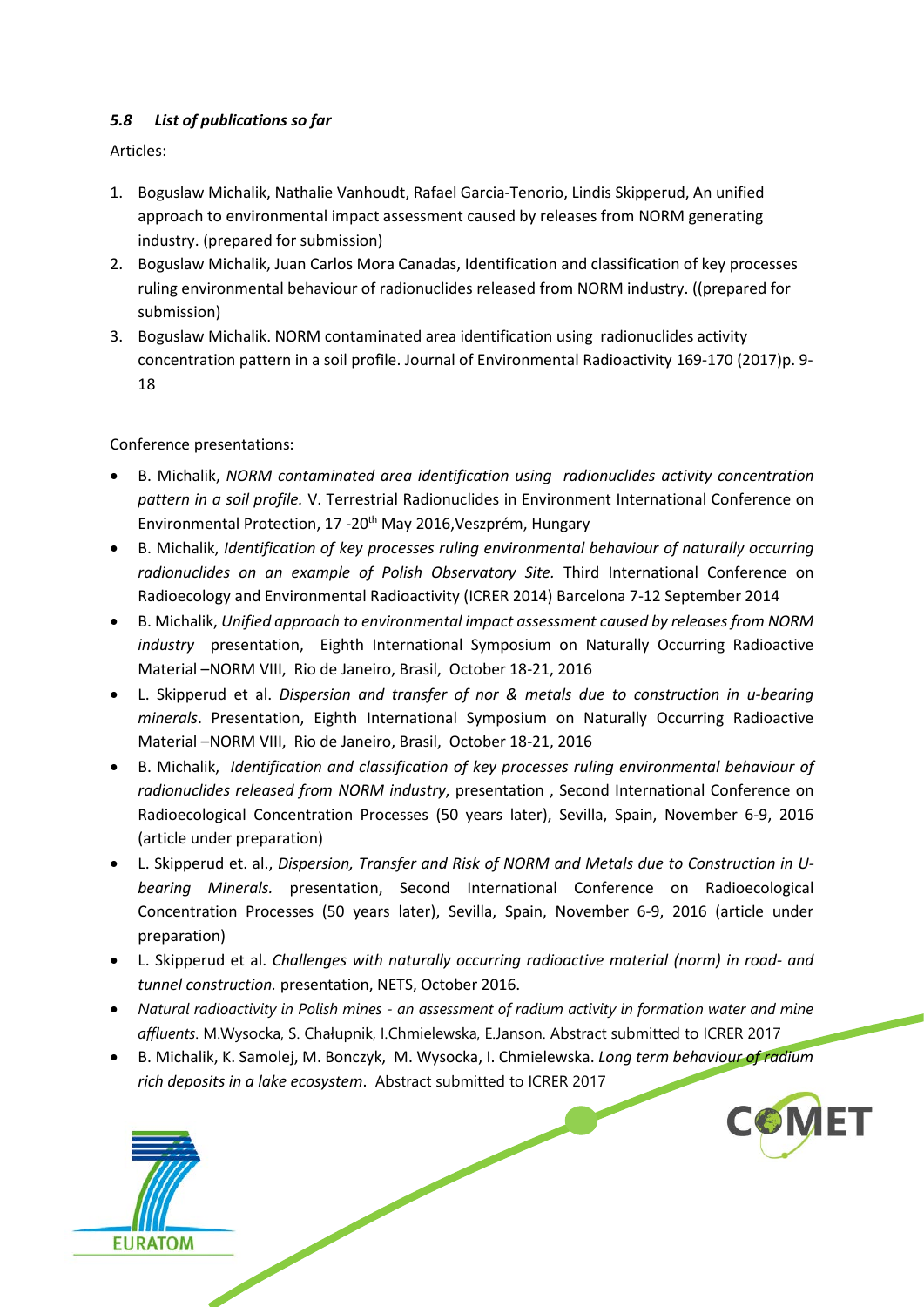### *5.8 List of publications so far*

Articles:

1. Boguslaw Michalik, Nathalie Vanhoudt, Rafael Garcia-Tenorio, Lindis Skipperud, An unified approach to environmental impact assessment caused by releases from NORM generating industry. (prepared for submission)
2. Boguslaw Michalik, Juan Carlos Mora Canadas, Identification and classification of key processes ruling environmental behaviour of radionuclides released from NORM industry. ((prepared for submission)
3. Boguslaw Michalik. NORM contaminated area identification using radionuclides activity concentration pattern in a soil profile. Journal of Environmental Radioactivity 169-170 (2017)p. 9-18

Conference presentations:

- B. Michalik, *NORM contaminated area identification using radionuclides activity concentration pattern in a soil profile.* V. Terrestrial Radionuclides in Environment International Conference on Environmental Protection, 17 -20th May 2016,Veszprém, Hungary
- B. Michalik, *Identification of key processes ruling environmental behaviour of naturally occurring radionuclides on an example of Polish Observatory Site.* Third International Conference on Radioecology and Environmental Radioactivity (ICRER 2014) Barcelona 7-12 September 2014
- B. Michalik, *Unified approach to environmental impact assessment caused by releases from NORM industry* presentation, Eighth International Symposium on Naturally Occurring Radioactive Material –NORM VIII, Rio de Janeiro, Brasil, October 18-21, 2016
- L. Skipperud et al. *Dispersion and transfer of nor & metals due to construction in u-bearing minerals*. Presentation, Eighth International Symposium on Naturally Occurring Radioactive Material –NORM VIII, Rio de Janeiro, Brasil, October 18-21, 2016
- B. Michalik, *Identification and classification of key processes ruling environmental behaviour of radionuclides released from NORM industry*, presentation , Second International Conference on Radioecological Concentration Processes (50 years later), Sevilla, Spain, November 6-9, 2016 (article under preparation)
- L. Skipperud et. al., *Dispersion, Transfer and Risk of NORM and Metals due to Construction in U-bearing Minerals.* presentation, Second International Conference on Radioecological Concentration Processes (50 years later), Sevilla, Spain, November 6-9, 2016 (article under preparation)
- L. Skipperud et al. *Challenges with naturally occurring radioactive material (norm) in road- and tunnel construction.* presentation, NETS, October 2016.
- *Natural radioactivity in Polish mines - an assessment of radium activity in formation water and mine affluents.* M.Wysocka, S. Chałupnik, I.Chmielewska, E.Janson. Abstract submitted to ICRER 2017
- B. Michalik, K. Samolej, M. Bonczyk, M. Wysocka, I. Chmielewska. *Long term behaviour of radium rich deposits in a lake ecosystem*. Abstract submitted to ICRER 2017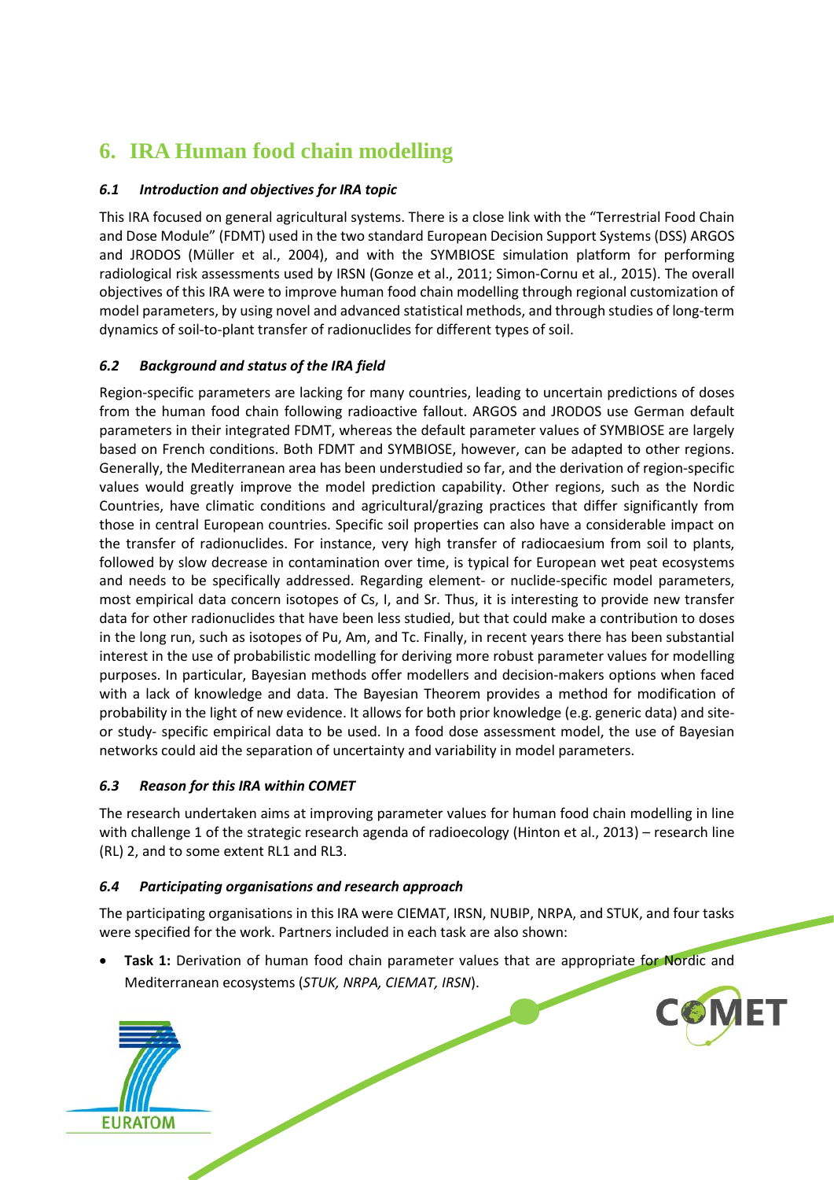# 6. IRA Human food chain modelling

### *6.1 Introduction and objectives for IRA topic*

This IRA focused on general agricultural systems. There is a close link with the "Terrestrial Food Chain and Dose Module" (FDMT) used in the two standard European Decision Support Systems (DSS) ARGOS and JRODOS (Müller et al., 2004), and with the SYMBIOSE simulation platform for performing radiological risk assessments used by IRSN (Gonze et al., 2011; Simon-Cornu et al., 2015). The overall objectives of this IRA were to improve human food chain modelling through regional customization of model parameters, by using novel and advanced statistical methods, and through studies of long-term dynamics of soil-to-plant transfer of radionuclides for different types of soil.

### *6.2 Background and status of the IRA field*

Region-specific parameters are lacking for many countries, leading to uncertain predictions of doses from the human food chain following radioactive fallout. ARGOS and JRODOS use German default parameters in their integrated FDMT, whereas the default parameter values of SYMBIOSE are largely based on French conditions. Both FDMT and SYMBIOSE, however, can be adapted to other regions. Generally, the Mediterranean area has been understudied so far, and the derivation of region-specific values would greatly improve the model prediction capability. Other regions, such as the Nordic Countries, have climatic conditions and agricultural/grazing practices that differ significantly from those in central European countries. Specific soil properties can also have a considerable impact on the transfer of radionuclides. For instance, very high transfer of radiocaesium from soil to plants, followed by slow decrease in contamination over time, is typical for European wet peat ecosystems and needs to be specifically addressed. Regarding element- or nuclide-specific model parameters, most empirical data concern isotopes of Cs, I, and Sr. Thus, it is interesting to provide new transfer data for other radionuclides that have been less studied, but that could make a contribution to doses in the long run, such as isotopes of Pu, Am, and Tc. Finally, in recent years there has been substantial interest in the use of probabilistic modelling for deriving more robust parameter values for modelling purposes. In particular, Bayesian methods offer modellers and decision-makers options when faced with a lack of knowledge and data. The Bayesian Theorem provides a method for modification of probability in the light of new evidence. It allows for both prior knowledge (e.g. generic data) and site- or study- specific empirical data to be used. In a food dose assessment model, the use of Bayesian networks could aid the separation of uncertainty and variability in model parameters.

### *6.3 Reason for this IRA within COMET*

The research undertaken aims at improving parameter values for human food chain modelling in line with challenge 1 of the strategic research agenda of radioecology (Hinton et al., 2013) – research line (RL) 2, and to some extent RL1 and RL3.

### *6.4 Participating organisations and research approach*

The participating organisations in this IRA were CIEMAT, IRSN, NUBIP, NRPA, and STUK, and four tasks were specified for the work. Partners included in each task are also shown:

- **Task 1:** Derivation of human food chain parameter values that are appropriate for Nordic and Mediterranean ecosystems (*STUK, NRPA, CIEMAT, IRSN*).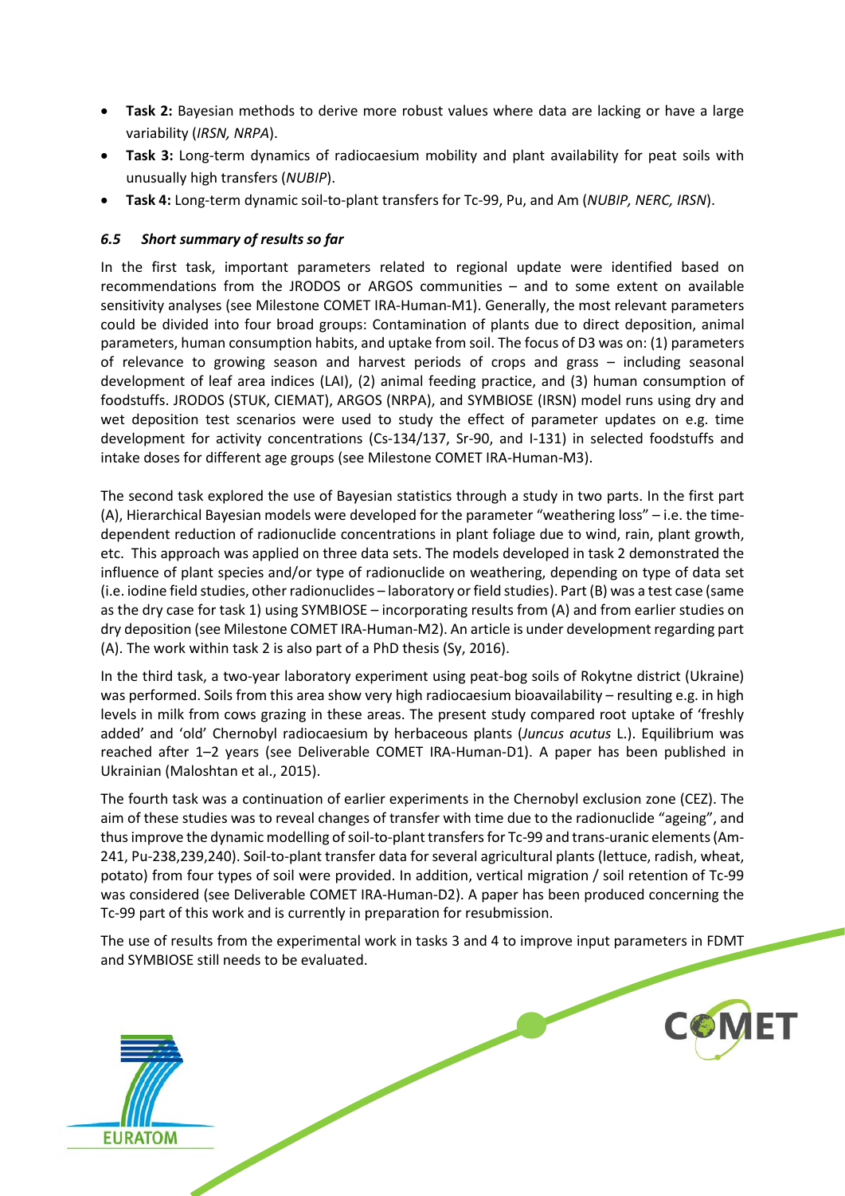- **Task 2:** Bayesian methods to derive more robust values where data are lacking or have a large variability (*IRSN, NRPA*).
- **Task 3:** Long-term dynamics of radiocaesium mobility and plant availability for peat soils with unusually high transfers (*NUBIP*).
- **Task 4:** Long-term dynamic soil-to-plant transfers for Tc-99, Pu, and Am (*NUBIP, NERC, IRSN*).

### *6.5 Short summary of results so far*

In the first task, important parameters related to regional update were identified based on recommendations from the JRODOS or ARGOS communities – and to some extent on available sensitivity analyses (see Milestone COMET IRA-Human-M1). Generally, the most relevant parameters could be divided into four broad groups: Contamination of plants due to direct deposition, animal parameters, human consumption habits, and uptake from soil. The focus of D3 was on: (1) parameters of relevance to growing season and harvest periods of crops and grass – including seasonal development of leaf area indices (LAI), (2) animal feeding practice, and (3) human consumption of foodstuffs. JRODOS (STUK, CIEMAT), ARGOS (NRPA), and SYMBIOSE (IRSN) model runs using dry and wet deposition test scenarios were used to study the effect of parameter updates on e.g. time development for activity concentrations (Cs-134/137, Sr-90, and I-131) in selected foodstuffs and intake doses for different age groups (see Milestone COMET IRA-Human-M3).

The second task explored the use of Bayesian statistics through a study in two parts. In the first part (A), Hierarchical Bayesian models were developed for the parameter "weathering loss" – i.e. the time-dependent reduction of radionuclide concentrations in plant foliage due to wind, rain, plant growth, etc. This approach was applied on three data sets. The models developed in task 2 demonstrated the influence of plant species and/or type of radionuclide on weathering, depending on type of data set (i.e. iodine field studies, other radionuclides – laboratory or field studies). Part (B) was a test case (same as the dry case for task 1) using SYMBIOSE – incorporating results from (A) and from earlier studies on dry deposition (see Milestone COMET IRA-Human-M2). An article is under development regarding part (A). The work within task 2 is also part of a PhD thesis (Sy, 2016).

In the third task, a two-year laboratory experiment using peat-bog soils of Rokytne district (Ukraine) was performed. Soils from this area show very high radiocaesium bioavailability – resulting e.g. in high levels in milk from cows grazing in these areas. The present study compared root uptake of 'freshly added' and 'old' Chernobyl radiocaesium by herbaceous plants (*Juncus acutus* L.). Equilibrium was reached after 1–2 years (see Deliverable COMET IRA-Human-D1). A paper has been published in Ukrainian (Maloshtan et al., 2015).

The fourth task was a continuation of earlier experiments in the Chernobyl exclusion zone (CEZ). The aim of these studies was to reveal changes of transfer with time due to the radionuclide "ageing", and thus improve the dynamic modelling of soil-to-plant transfers for Tc-99 and trans-uranic elements (Am-241, Pu-238,239,240). Soil-to-plant transfer data for several agricultural plants (lettuce, radish, wheat, potato) from four types of soil were provided. In addition, vertical migration / soil retention of Tc-99 was considered (see Deliverable COMET IRA-Human-D2). A paper has been produced concerning the Tc-99 part of this work and is currently in preparation for resubmission.

The use of results from the experimental work in tasks 3 and 4 to improve input parameters in FDMT and SYMBIOSE still needs to be evaluated.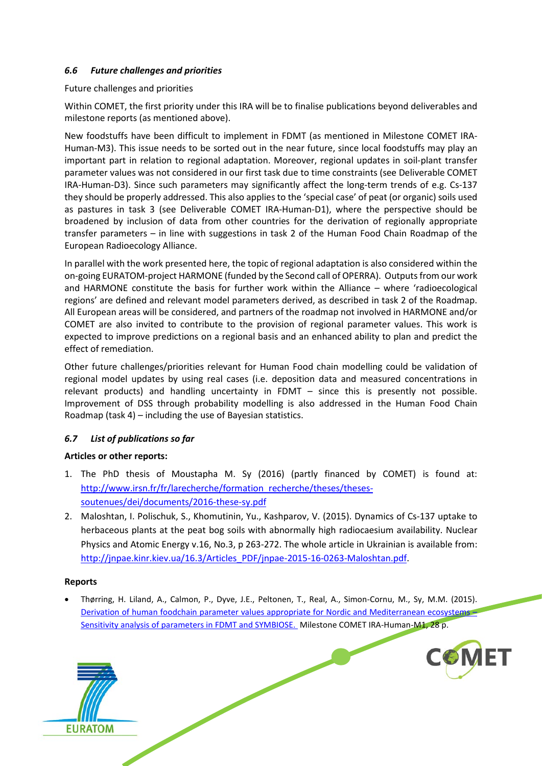### 6.6 *Future challenges and priorities*

Future challenges and priorities

Within COMET, the first priority under this IRA will be to finalise publications beyond deliverables and milestone reports (as mentioned above).

New foodstuffs have been difficult to implement in FDMT (as mentioned in Milestone COMET IRA-Human-M3). This issue needs to be sorted out in the near future, since local foodstuffs may play an important part in relation to regional adaptation. Moreover, regional updates in soil-plant transfer parameter values was not considered in our first task due to time constraints (see Deliverable COMET IRA-Human-D3). Since such parameters may significantly affect the long-term trends of e.g. Cs-137 they should be properly addressed. This also applies to the 'special case' of peat (or organic) soils used as pastures in task 3 (see Deliverable COMET IRA-Human-D1), where the perspective should be broadened by inclusion of data from other countries for the derivation of regionally appropriate transfer parameters – in line with suggestions in task 2 of the Human Food Chain Roadmap of the European Radioecology Alliance.

In parallel with the work presented here, the topic of regional adaptation is also considered within the on-going EURATOM-project HARMONE (funded by the Second call of OPERRA). Outputs from our work and HARMONE constitute the basis for further work within the Alliance – where 'radioecological regions' are defined and relevant model parameters derived, as described in task 2 of the Roadmap. All European areas will be considered, and partners of the roadmap not involved in HARMONE and/or COMET are also invited to contribute to the provision of regional parameter values. This work is expected to improve predictions on a regional basis and an enhanced ability to plan and predict the effect of remediation.

Other future challenges/priorities relevant for Human Food chain modelling could be validation of regional model updates by using real cases (i.e. deposition data and measured concentrations in relevant products) and handling uncertainty in FDMT – since this is presently not possible. Improvement of DSS through probability modelling is also addressed in the Human Food Chain Roadmap (task 4) – including the use of Bayesian statistics.

### 6.7 *List of publications so far*

**Articles or other reports:**

1. The PhD thesis of Moustapha M. Sy (2016) (partly financed by COMET) is found at: http://www.irsn.fr/fr/larecherche/formation_recherche/theses/theses-soutenues/dei/documents/2016-these-sy.pdf
2. Maloshtan, I. Polischuk, S., Khomutinin, Yu., Kashparov, V. (2015). Dynamics of Cs-137 uptake to herbaceous plants at the peat bog soils with abnormally high radiocaesium availability. Nuclear Physics and Atomic Energy v.16, No.3, p 263-272. The whole article in Ukrainian is available from: http://jnpae.kinr.kiev.ua/16.3/Articles_PDF/jnpae-2015-16-0263-Maloshtan.pdf.

**Reports**

- Thørring, H. Liland, A., Calmon, P., Dyve, J.E., Peltonen, T., Real, A., Simon-Cornu, M., Sy, M.M. (2015). Derivation of human foodchain parameter values appropriate for Nordic and Mediterranean ecosystems – Sensitivity analysis of parameters in FDMT and SYMBIOSE. Milestone COMET IRA-Human-M1, 28 p.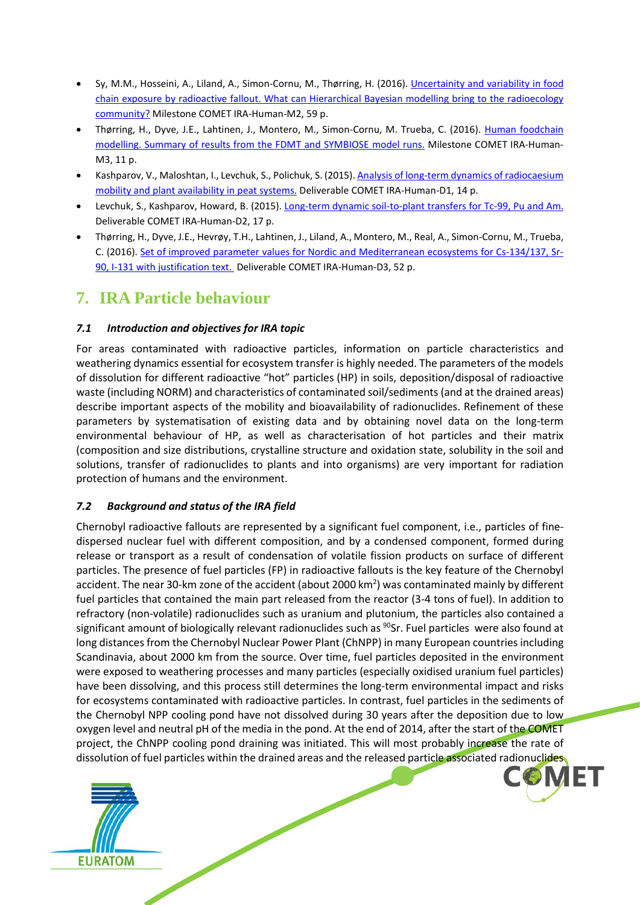- Sy, M.M., Hosseini, A., Liland, A., Simon-Cornu, M., Thørring, H. (2016). Uncertainty and variability in food chain exposure by radioactive fallout. What can Hierarchical Bayesian modelling bring to the radioecology community? Milestone COMET IRA-Human-M2, 59 p.
- Thørring, H., Dyve, J.E., Lahtinen, J., Montero, M., Simon-Cornu, M. Trueba, C. (2016). Human foodchain modelling. Summary of results from the FDMT and SYMBIOSE model runs. Milestone COMET IRA-Human-M3, 11 p.
- Kashparov, V., Maloshtan, I., Levchuk, S., Polichuk, S. (2015). Analysis of long-term dynamics of radiocaesium mobility and plant availability in peat systems. Deliverable COMET IRA-Human-D1, 14 p.
- Levchuk, S., Kashparov, Howard, B. (2015). Long-term dynamic soil-to-plant transfers for Tc-99, Pu and Am. Deliverable COMET IRA-Human-D2, 17 p.
- Thørring, H., Dyve, J.E., Hevrøy, T.H., Lahtinen, J., Liland, A., Montero, M., Real, A., Simon-Cornu, M., Trueba, C. (2016). Set of improved parameter values for Nordic and Mediterranean ecosystems for Cs-134/137, Sr-90, I-131 with justification text. Deliverable COMET IRA-Human-D3, 52 p.

# 7. IRA Particle behaviour

### *7.1 Introduction and objectives for IRA topic*

For areas contaminated with radioactive particles, information on particle characteristics and weathering dynamics essential for ecosystem transfer is highly needed. The parameters of the models of dissolution for different radioactive "hot" particles (HP) in soils, deposition/disposal of radioactive waste (including NORM) and characteristics of contaminated soil/sediments (and at the drained areas) describe important aspects of the mobility and bioavailability of radionuclides. Refinement of these parameters by systematisation of existing data and by obtaining novel data on the long-term environmental behaviour of HP, as well as characterisation of hot particles and their matrix (composition and size distributions, crystalline structure and oxidation state, solubility in the soil and solutions, transfer of radionuclides to plants and into organisms) are very important for radiation protection of humans and the environment.

### *7.2 Background and status of the IRA field*

Chernobyl radioactive fallouts are represented by a significant fuel component, i.e., particles of fine-dispersed nuclear fuel with different composition, and by a condensed component, formed during release or transport as a result of condensation of volatile fission products on surface of different particles. The presence of fuel particles (FP) in radioactive fallouts is the key feature of the Chernobyl accident. The near 30-km zone of the accident (about 2000 km$^2$) was contaminated mainly by different fuel particles that contained the main part released from the reactor (3-4 tons of fuel). In addition to refractory (non-volatile) radionuclides such as uranium and plutonium, the particles also contained a significant amount of biologically relevant radionuclides such as $^{90}$Sr. Fuel particles were also found at long distances from the Chernobyl Nuclear Power Plant (ChNPP) in many European countries including Scandinavia, about 2000 km from the source. Over time, fuel particles deposited in the environment were exposed to weathering processes and many particles (especially oxidised uranium fuel particles) have been dissolving, and this process still determines the long-term environmental impact and risks for ecosystems contaminated with radioactive particles. In contrast, fuel particles in the sediments of the Chernobyl NPP cooling pond have not dissolved during 30 years after the deposition due to low oxygen level and neutral pH of the media in the pond. At the end of 2014, after the start of the COMET project, the ChNPP cooling pond draining was initiated. This will most probably increase the rate of dissolution of fuel particles within the drained areas and the released particle associated radionuclides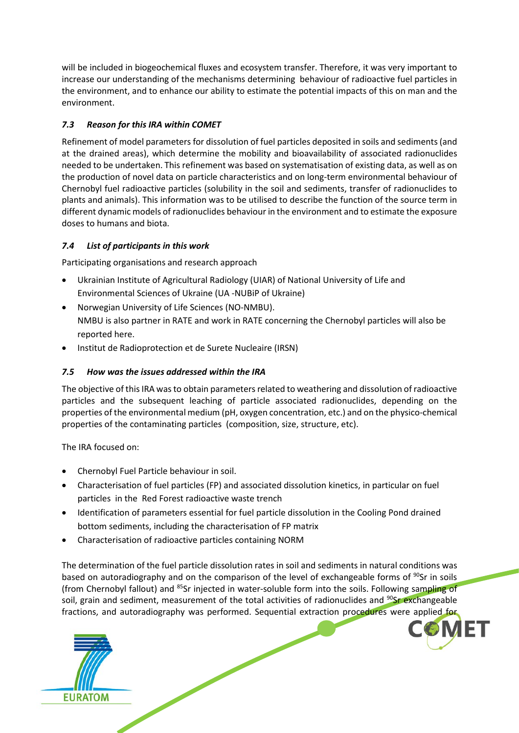will be included in biogeochemical fluxes and ecosystem transfer. Therefore, it was very important to increase our understanding of the mechanisms determining behaviour of radioactive fuel particles in the environment, and to enhance our ability to estimate the potential impacts of this on man and the environment.

### *7.3 Reason for this IRA within COMET*

Refinement of model parameters for dissolution of fuel particles deposited in soils and sediments (and at the drained areas), which determine the mobility and bioavailability of associated radionuclides needed to be undertaken. This refinement was based on systematisation of existing data, as well as on the production of novel data on particle characteristics and on long-term environmental behaviour of Chernobyl fuel radioactive particles (solubility in the soil and sediments, transfer of radionuclides to plants and animals). This information was to be utilised to describe the function of the source term in different dynamic models of radionuclides behaviour in the environment and to estimate the exposure doses to humans and biota.

### *7.4 List of participants in this work*

Participating organisations and research approach

- Ukrainian Institute of Agricultural Radiology (UIAR) of National University of Life and Environmental Sciences of Ukraine (UA -NUBiP of Ukraine)
- Norwegian University of Life Sciences (NO-NMBU).
  NMBU is also partner in RATE and work in RATE concerning the Chernobyl particles will also be reported here.
- Institut de Radioprotection et de Surete Nucleaire (IRSN)

### *7.5 How was the issues addressed within the IRA*

The objective of this IRA was to obtain parameters related to weathering and dissolution of radioactive particles and the subsequent leaching of particle associated radionuclides, depending on the properties of the environmental medium (pH, oxygen concentration, etc.) and on the physico-chemical properties of the contaminating particles (composition, size, structure, etc).

The IRA focused on:

- Chernobyl Fuel Particle behaviour in soil.
- Characterisation of fuel particles (FP) and associated dissolution kinetics, in particular on fuel particles in the Red Forest radioactive waste trench
- Identification of parameters essential for fuel particle dissolution in the Cooling Pond drained bottom sediments, including the characterisation of FP matrix
- Characterisation of radioactive particles containing NORM

The determination of the fuel particle dissolution rates in soil and sediments in natural conditions was based on autoradiography and on the comparison of the level of exchangeable forms of $^{90}Sr$ in soils (from Chernobyl fallout) and $^{85}Sr$ injected in water-soluble form into the soils. Following sampling of soil, grain and sediment, measurement of the total activities of radionuclides and $^{90}Sr$ exchangeable fractions, and autoradiography was performed. Sequential extraction procedures were applied for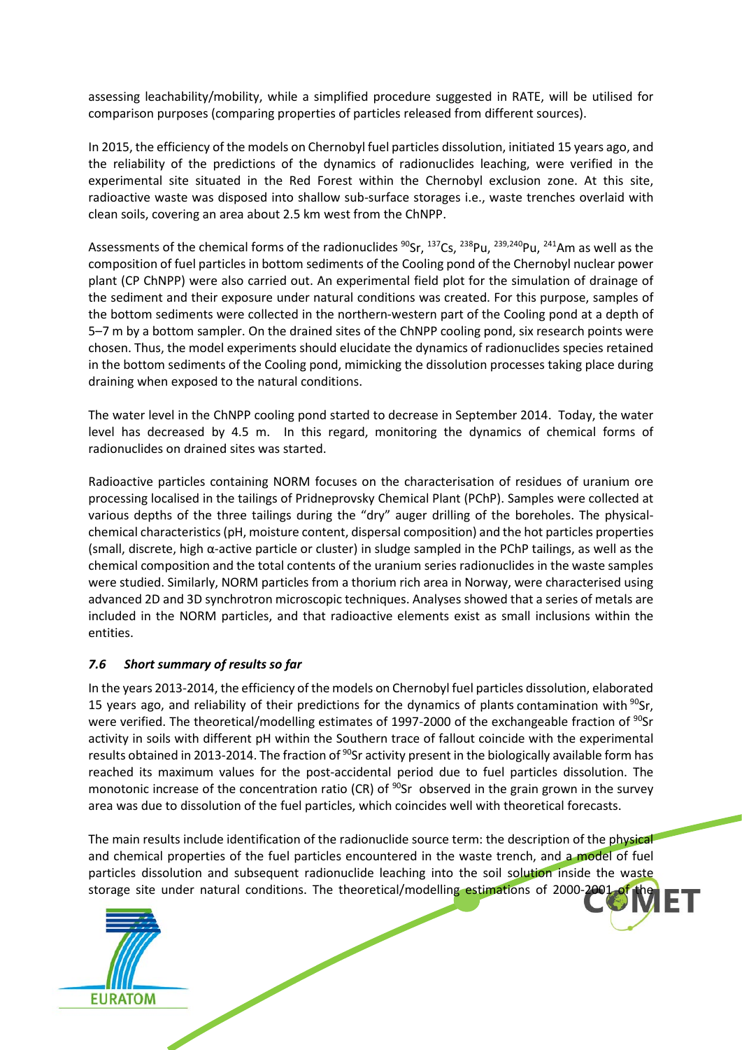assessing leachability/mobility, while a simplified procedure suggested in RATE, will be utilised for comparison purposes (comparing properties of particles released from different sources).

In 2015, the efficiency of the models on Chernobyl fuel particles dissolution, initiated 15 years ago, and the reliability of the predictions of the dynamics of radionuclides leaching, were verified in the experimental site situated in the Red Forest within the Chernobyl exclusion zone. At this site, radioactive waste was disposed into shallow sub-surface storages i.e., waste trenches overlaid with clean soils, covering an area about 2.5 km west from the ChNPP.

Assessments of the chemical forms of the radionuclides $^{90}Sr$, $^{137}Cs$, $^{238}Pu$, $^{239,240}Pu$, $^{241}Am$ as well as the composition of fuel particles in bottom sediments of the Cooling pond of the Chernobyl nuclear power plant (CP ChNPP) were also carried out. An experimental field plot for the simulation of drainage of the sediment and their exposure under natural conditions was created. For this purpose, samples of the bottom sediments were collected in the northern-western part of the Cooling pond at a depth of 5–7 m by a bottom sampler. On the drained sites of the ChNPP cooling pond, six research points were chosen. Thus, the model experiments should elucidate the dynamics of radionuclides species retained in the bottom sediments of the Cooling pond, mimicking the dissolution processes taking place during draining when exposed to the natural conditions.

The water level in the ChNPP cooling pond started to decrease in September 2014. Today, the water level has decreased by 4.5 m. In this regard, monitoring the dynamics of chemical forms of radionuclides on drained sites was started.

Radioactive particles containing NORM focuses on the characterisation of residues of uranium ore processing localised in the tailings of Pridneprovsky Chemical Plant (PChP). Samples were collected at various depths of the three tailings during the "dry" auger drilling of the boreholes. The physical-chemical characteristics (pH, moisture content, dispersal composition) and the hot particles properties (small, discrete, high α-active particle or cluster) in sludge sampled in the PChP tailings, as well as the chemical composition and the total contents of the uranium series radionuclides in the waste samples were studied. Similarly, NORM particles from a thorium rich area in Norway, were characterised using advanced 2D and 3D synchrotron microscopic techniques. Analyses showed that a series of metals are included in the NORM particles, and that radioactive elements exist as small inclusions within the entities.

### *7.6 Short summary of results so far*

In the years 2013-2014, the efficiency of the models on Chernobyl fuel particles dissolution, elaborated 15 years ago, and reliability of their predictions for the dynamics of plants contamination with $^{90}Sr$, were verified. The theoretical/modelling estimates of 1997-2000 of the exchangeable fraction of $^{90}Sr$ activity in soils with different pH within the Southern trace of fallout coincide with the experimental results obtained in 2013-2014. The fraction of $^{90}Sr$ activity present in the biologically available form has reached its maximum values for the post-accidental period due to fuel particles dissolution. The monotonic increase of the concentration ratio (CR) of $^{90}Sr$ observed in the grain grown in the survey area was due to dissolution of the fuel particles, which coincides well with theoretical forecasts.

The main results include identification of the radionuclide source term: the description of the physical and chemical properties of the fuel particles encountered in the waste trench, and a model of fuel particles dissolution and subsequent radionuclide leaching into the soil solution inside the waste storage site under natural conditions. The theoretical/modelling estimations of 2000-2001 of the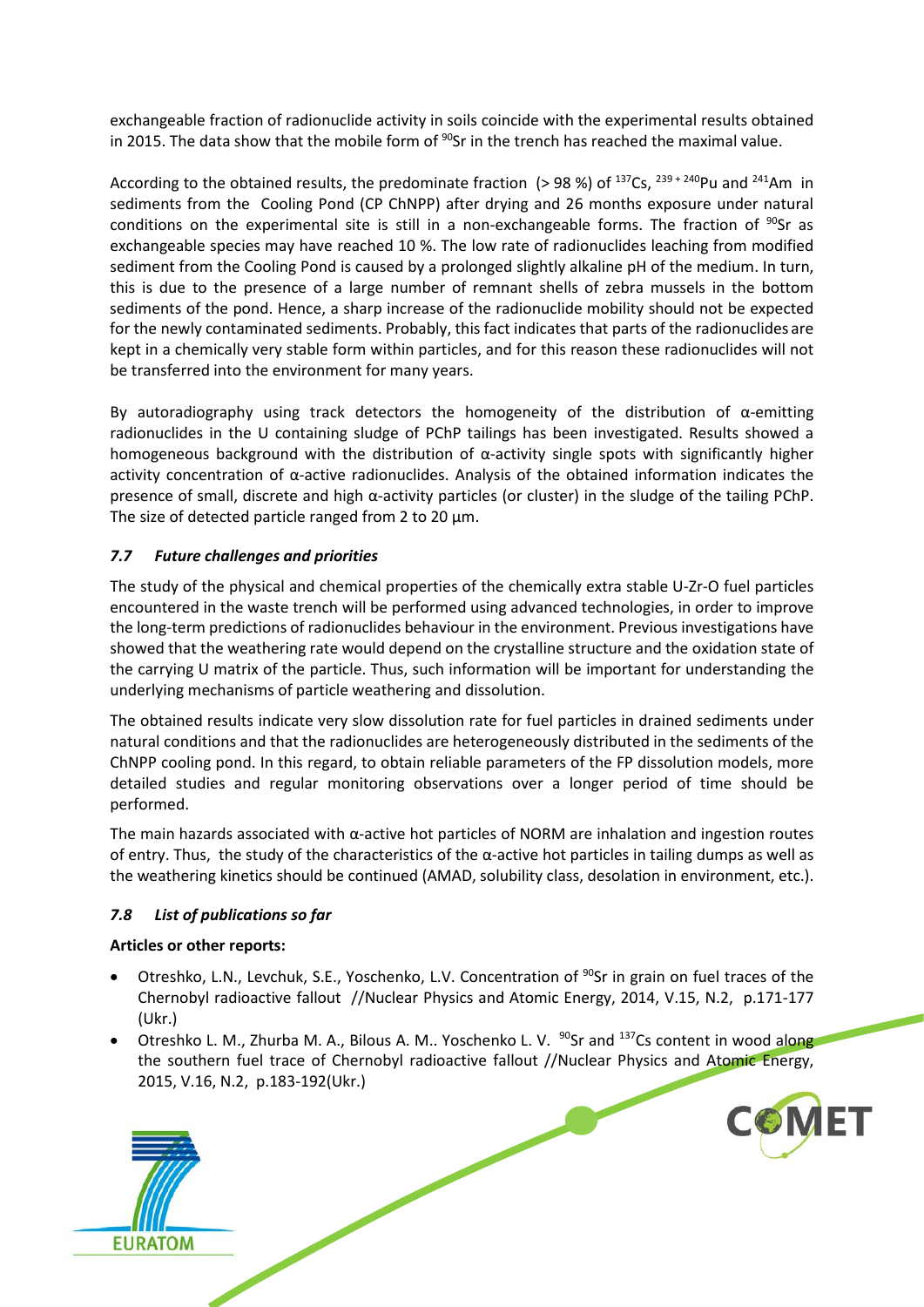exchangeable fraction of radionuclide activity in soils coincide with the experimental results obtained in 2015. The data show that the mobile form of $^{90}Sr$ in the trench has reached the maximal value.

According to the obtained results, the predominate fraction (> 98 %) of $^{137}Cs$, $^{239+240}Pu$ and $^{241}Am$ in sediments from the Cooling Pond (CP ChNPP) after drying and 26 months exposure under natural conditions on the experimental site is still in a non-exchangeable forms. The fraction of $^{90}Sr$ as exchangeable species may have reached 10 %. The low rate of radionuclides leaching from modified sediment from the Cooling Pond is caused by a prolonged slightly alkaline pH of the medium. In turn, this is due to the presence of a large number of remnant shells of zebra mussels in the bottom sediments of the pond. Hence, a sharp increase of the radionuclide mobility should not be expected for the newly contaminated sediments. Probably, this fact indicates that parts of the radionuclides are kept in a chemically very stable form within particles, and for this reason these radionuclides will not be transferred into the environment for many years.

By autoradiography using track detectors the homogeneity of the distribution of α-emitting radionuclides in the U containing sludge of PChP tailings has been investigated. Results showed a homogeneous background with the distribution of α-activity single spots with significantly higher activity concentration of α-active radionuclides. Analysis of the obtained information indicates the presence of small, discrete and high α-activity particles (or cluster) in the sludge of the tailing PChP. The size of detected particle ranged from 2 to 20 µm.

### *7.7 Future challenges and priorities*

The study of the physical and chemical properties of the chemically extra stable U-Zr-O fuel particles encountered in the waste trench will be performed using advanced technologies, in order to improve the long-term predictions of radionuclides behaviour in the environment. Previous investigations have showed that the weathering rate would depend on the crystalline structure and the oxidation state of the carrying U matrix of the particle. Thus, such information will be important for understanding the underlying mechanisms of particle weathering and dissolution.

The obtained results indicate very slow dissolution rate for fuel particles in drained sediments under natural conditions and that the radionuclides are heterogeneously distributed in the sediments of the ChNPP cooling pond. In this regard, to obtain reliable parameters of the FP dissolution models, more detailed studies and regular monitoring observations over a longer period of time should be performed.

The main hazards associated with α-active hot particles of NORM are inhalation and ingestion routes of entry. Thus, the study of the characteristics of the α-active hot particles in tailing dumps as well as the weathering kinetics should be continued (AMAD, solubility class, desolation in environment, etc.).

### *7.8 List of publications so far*

**Articles or other reports:**

- Otreshko, L.N., Levchuk, S.E., Yoschenko, L.V. Concentration of $^{90}Sr$ in grain on fuel traces of the Chernobyl radioactive fallout //Nuclear Physics and Atomic Energy, 2014, V.15, N.2, p.171-177 (Ukr.)
- Otreshko L. M., Zhurba M. A., Bilous A. M.. Yoschenko L. V. $^{90}Sr$ and $^{137}Cs$ content in wood along the southern fuel trace of Chernobyl radioactive fallout //Nuclear Physics and Atomic Energy, 2015, V.16, N.2, p.183-192(Ukr.)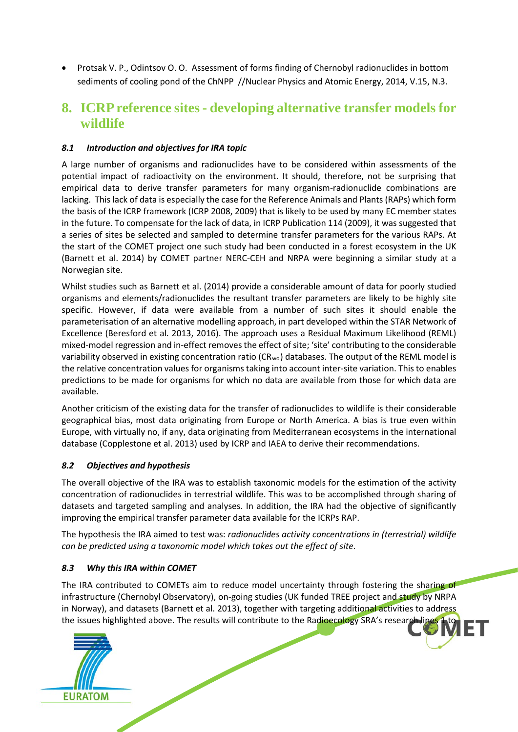- Protsak V. P., Odintsov O. O. Assessment of forms finding of Chernobyl radionuclides in bottom sediments of cooling pond of the ChNPP //Nuclear Physics and Atomic Energy, 2014, V.15, N.3.

# 8. ICRP reference sites - developing alternative transfer models for wildlife

### *8.1 Introduction and objectives for IRA topic*

A large number of organisms and radionuclides have to be considered within assessments of the potential impact of radioactivity on the environment. It should, therefore, not be surprising that empirical data to derive transfer parameters for many organism-radionuclide combinations are lacking. This lack of data is especially the case for the Reference Animals and Plants (RAPs) which form the basis of the ICRP framework (ICRP 2008, 2009) that is likely to be used by many EC member states in the future. To compensate for the lack of data, in ICRP Publication 114 (2009), it was suggested that a series of sites be selected and sampled to determine transfer parameters for the various RAPs. At the start of the COMET project one such study had been conducted in a forest ecosystem in the UK (Barnett et al. 2014) by COMET partner NERC-CEH and NRPA were beginning a similar study at a Norwegian site.

Whilst studies such as Barnett et al. (2014) provide a considerable amount of data for poorly studied organisms and elements/radionuclides the resultant transfer parameters are likely to be highly site specific. However, if data were available from a number of such sites it should enable the parameterisation of an alternative modelling approach, in part developed within the STAR Network of Excellence (Beresford et al. 2013, 2016). The approach uses a Residual Maximum Likelihood (REML) mixed-model regression and in-effect removes the effect of site; 'site' contributing to the considerable variability observed in existing concentration ratio ($CR_{wo}$) databases. The output of the REML model is the relative concentration values for organisms taking into account inter-site variation. This to enables predictions to be made for organisms for which no data are available from those for which data are available.

Another criticism of the existing data for the transfer of radionuclides to wildlife is their considerable geographical bias, most data originating from Europe or North America. A bias is true even within Europe, with virtually no, if any, data originating from Mediterranean ecosystems in the international database (Copplestone et al. 2013) used by ICRP and IAEA to derive their recommendations.

### *8.2 Objectives and hypothesis*

The overall objective of the IRA was to establish taxonomic models for the estimation of the activity concentration of radionuclides in terrestrial wildlife. This was to be accomplished through sharing of datasets and targeted sampling and analyses. In addition, the IRA had the objective of significantly improving the empirical transfer parameter data available for the ICRPs RAP.

The hypothesis the IRA aimed to test was: *radionuclides activity concentrations in (terrestrial) wildlife can be predicted using a taxonomic model which takes out the effect of site*.

### *8.3 Why this IRA within COMET*

The IRA contributed to COMETs aim to reduce model uncertainty through fostering the sharing of infrastructure (Chernobyl Observatory), on-going studies (UK funded TREE project and study by NRPA in Norway), and datasets (Barnett et al. 2013), together with targeting additional activities to address the issues highlighted above. The results will contribute to the Radioecology SRA's research lines 1 to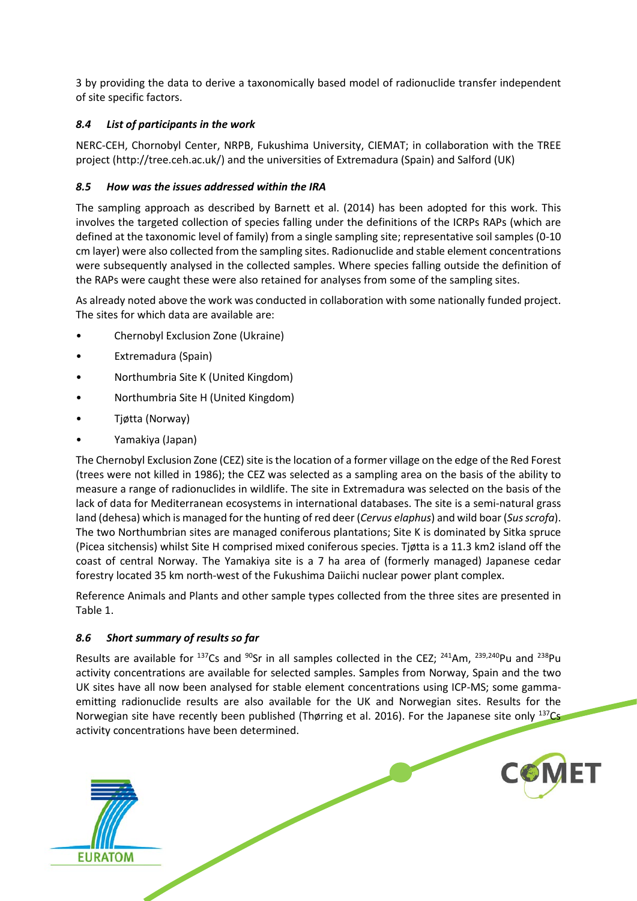3 by providing the data to derive a taxonomically based model of radionuclide transfer independent of site specific factors.

### *8.4 List of participants in the work*

NERC-CEH, Chornobyl Center, NRPB, Fukushima University, CIEMAT; in collaboration with the TREE project (http://tree.ceh.ac.uk/) and the universities of Extremadura (Spain) and Salford (UK)

### *8.5 How was the issues addressed within the IRA*

The sampling approach as described by Barnett et al. (2014) has been adopted for this work. This involves the targeted collection of species falling under the definitions of the ICRPs RAPs (which are defined at the taxonomic level of family) from a single sampling site; representative soil samples (0-10 cm layer) were also collected from the sampling sites. Radionuclide and stable element concentrations were subsequently analysed in the collected samples. Where species falling outside the definition of the RAPs were caught these were also retained for analyses from some of the sampling sites.

As already noted above the work was conducted in collaboration with some nationally funded project. The sites for which data are available are:

- Chernobyl Exclusion Zone (Ukraine)
- Extremadura (Spain)
- Northumbria Site K (United Kingdom)
- Northumbria Site H (United Kingdom)
- Tjøtta (Norway)
- Yamakiya (Japan)

The Chernobyl Exclusion Zone (CEZ) site is the location of a former village on the edge of the Red Forest (trees were not killed in 1986); the CEZ was selected as a sampling area on the basis of the ability to measure a range of radionuclides in wildlife. The site in Extremadura was selected on the basis of the lack of data for Mediterranean ecosystems in international databases. The site is a semi-natural grass land (dehesa) which is managed for the hunting of red deer (*Cervus elaphus*) and wild boar (*Sus scrofa*). The two Northumbrian sites are managed coniferous plantations; Site K is dominated by Sitka spruce (Picea sitchensis) whilst Site H comprised mixed coniferous species. Tjøtta is a 11.3 km2 island off the coast of central Norway. The Yamakiya site is a 7 ha area of (formerly managed) Japanese cedar forestry located 35 km north-west of the Fukushima Daiichi nuclear power plant complex.

Reference Animals and Plants and other sample types collected from the three sites are presented in Table 1.

### *8.6 Short summary of results so far*

Results are available for $^{137}$Cs and $^{90}$Sr in all samples collected in the CEZ; $^{241}$Am, $^{239,240}$Pu and $^{238}$Pu activity concentrations are available for selected samples. Samples from Norway, Spain and the two UK sites have all now been analysed for stable element concentrations using ICP-MS; some gamma-emitting radionuclide results are also available for the UK and Norwegian sites. Results for the Norwegian site have recently been published (Thørring et al. 2016). For the Japanese site only $^{137}$Cs activity concentrations have been determined.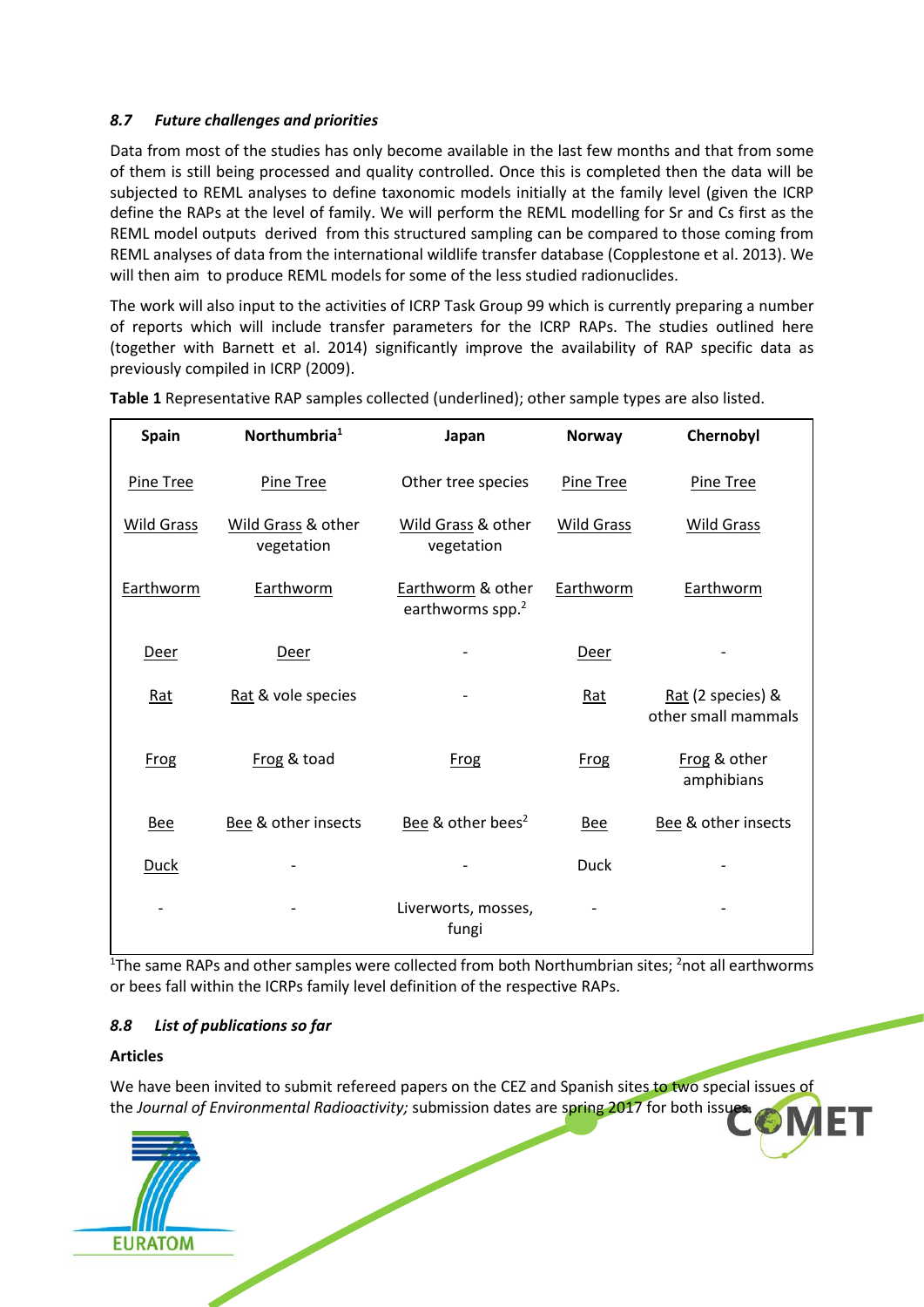### *8.7 Future challenges and priorities*

Data from most of the studies has only become available in the last few months and that from some of them is still being processed and quality controlled. Once this is completed then the data will be subjected to REML analyses to define taxonomic models initially at the family level (given the ICRP define the RAPs at the level of family. We will perform the REML modelling for Sr and Cs first as the REML model outputs derived from this structured sampling can be compared to those coming from REML analyses of data from the international wildlife transfer database (Copplestone et al. 2013). We will then aim to produce REML models for some of the less studied radionuclides.

The work will also input to the activities of ICRP Task Group 99 which is currently preparing a number of reports which will include transfer parameters for the ICRP RAPs. The studies outlined here (together with Barnett et al. 2014) significantly improve the availability of RAP specific data as previously compiled in ICRP (2009).

**Table 1** Representative RAP samples collected (underlined); other sample types are also listed.

| Spain | Northumbria[1] | Japan | Norway | Chernobyl |
|---|---|---|---|---|
| Pine Tree | Pine Tree | Other tree species | Pine Tree | Pine Tree |
| Wild Grass | Wild Grass & other vegetation | Wild Grass & other vegetation | Wild Grass | Wild Grass |
| Earthworm | Earthworm | Earthworm & other earthworms spp.[2] | Earthworm | Earthworm |
| Deer | Deer | - | Deer | - |
| Rat | Rat & vole species | - | Rat | Rat (2 species) & other small mammals |
| Frog | Frog & toad | Frog | Frog | Frog & other amphibians |
| Bee | Bee & other insects | Bee & other bees[2] | Bee | Bee & other insects |
| Duck | - | - | Duck | - |
| - | - | Liverworts, mosses, fungi | - | - |

[1]The same RAPs and other samples were collected from both Northumbrian sites; [2]not all earthworms or bees fall within the ICRPs family level definition of the respective RAPs.

### *8.8 List of publications so far*

**Articles**

We have been invited to submit refereed papers on the CEZ and Spanish sites to two special issues of the *Journal of Environmental Radioactivity;* submission dates are spring 2017 for both issues.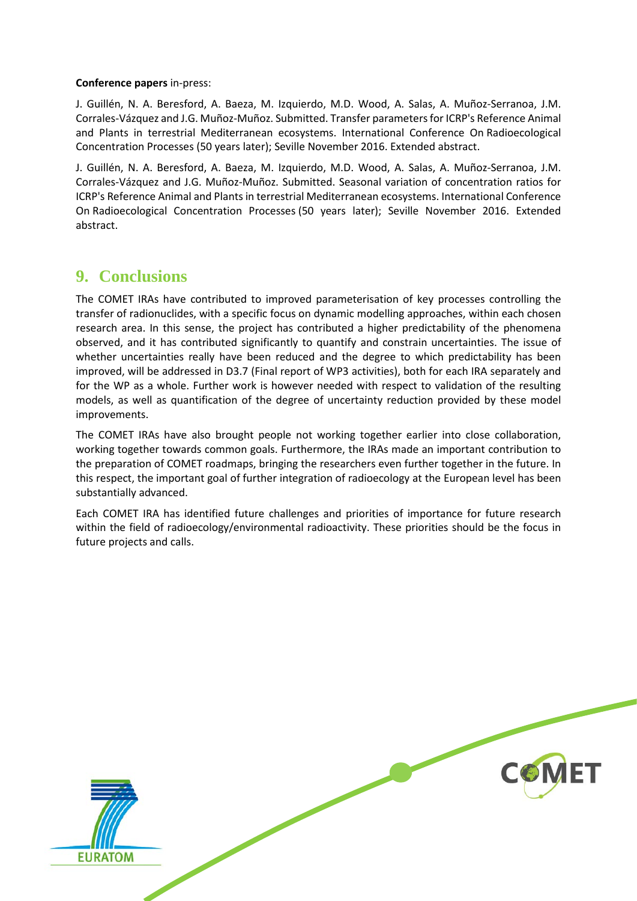**Conference papers** in-press:

J. Guillén, N. A. Beresford, A. Baeza, M. Izquierdo, M.D. Wood, A. Salas, A. Muñoz-Serranoa, J.M. Corrales-Vázquez and J.G. Muñoz-Muñoz. Submitted. Transfer parameters for ICRP's Reference Animal and Plants in terrestrial Mediterranean ecosystems. International Conference On Radioecological Concentration Processes (50 years later); Seville November 2016. Extended abstract.

J. Guillén, N. A. Beresford, A. Baeza, M. Izquierdo, M.D. Wood, A. Salas, A. Muñoz-Serranoa, J.M. Corrales-Vázquez and J.G. Muñoz-Muñoz. Submitted. Seasonal variation of concentration ratios for ICRP's Reference Animal and Plants in terrestrial Mediterranean ecosystems. International Conference On Radioecological Concentration Processes (50 years later); Seville November 2016. Extended abstract.

# 9. Conclusions

The COMET IRAs have contributed to improved parameterisation of key processes controlling the transfer of radionuclides, with a specific focus on dynamic modelling approaches, within each chosen research area. In this sense, the project has contributed a higher predictability of the phenomena observed, and it has contributed significantly to quantify and constrain uncertainties. The issue of whether uncertainties really have been reduced and the degree to which predictability has been improved, will be addressed in D3.7 (Final report of WP3 activities), both for each IRA separately and for the WP as a whole. Further work is however needed with respect to validation of the resulting models, as well as quantification of the degree of uncertainty reduction provided by these model improvements.

The COMET IRAs have also brought people not working together earlier into close collaboration, working together towards common goals. Furthermore, the IRAs made an important contribution to the preparation of COMET roadmaps, bringing the researchers even further together in the future. In this respect, the important goal of further integration of radioecology at the European level has been substantially advanced.

Each COMET IRA has identified future challenges and priorities of importance for future research within the field of radioecology/environmental radioactivity. These priorities should be the focus in future projects and calls.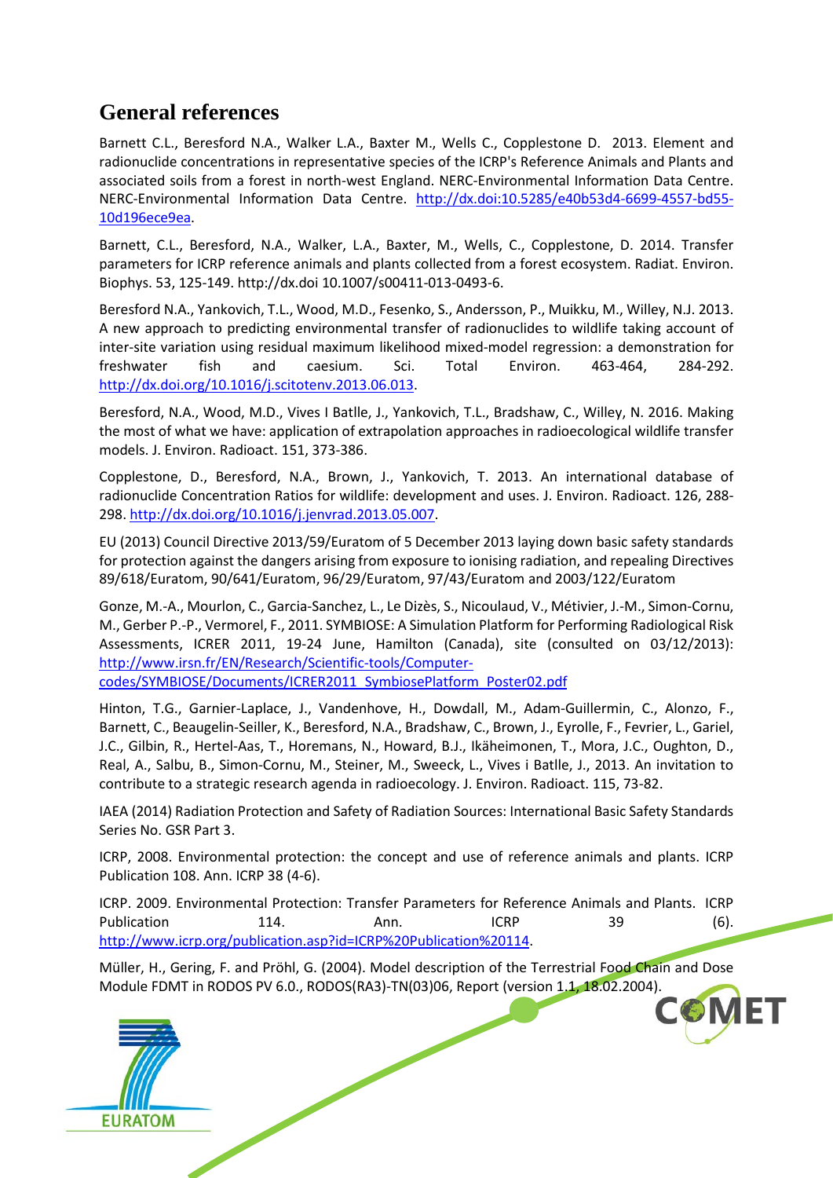# General references

Barnett C.L., Beresford N.A., Walker L.A., Baxter M., Wells C., Copplestone D. 2013. Element and radionuclide concentrations in representative species of the ICRP's Reference Animals and Plants and associated soils from a forest in north-west England. NERC-Environmental Information Data Centre. NERC-Environmental Information Data Centre. http://dx.doi:10.5285/e40b53d4-6699-4557-bd55-10d196ece9ea.

Barnett, C.L., Beresford, N.A., Walker, L.A., Baxter, M., Wells, C., Copplestone, D. 2014. Transfer parameters for ICRP reference animals and plants collected from a forest ecosystem. Radiat. Environ. Biophys. 53, 125-149. http://dx.doi 10.1007/s00411-013-0493-6.

Beresford N.A., Yankovich, T.L., Wood, M.D., Fesenko, S., Andersson, P., Muikku, M., Willey, N.J. 2013. A new approach to predicting environmental transfer of radionuclides to wildlife taking account of inter-site variation using residual maximum likelihood mixed-model regression: a demonstration for freshwater fish and caesium. Sci. Total Environ. 463-464, 284-292. http://dx.doi.org/10.1016/j.scitotenv.2013.06.013.

Beresford, N.A., Wood, M.D., Vives I Batlle, J., Yankovich, T.L., Bradshaw, C., Willey, N. 2016. Making the most of what we have: application of extrapolation approaches in radioecological wildlife transfer models. J. Environ. Radioact. 151, 373-386.

Copplestone, D., Beresford, N.A., Brown, J., Yankovich, T. 2013. An international database of radionuclide Concentration Ratios for wildlife: development and uses. J. Environ. Radioact. 126, 288-298. http://dx.doi.org/10.1016/j.jenvrad.2013.05.007.

EU (2013) Council Directive 2013/59/Euratom of 5 December 2013 laying down basic safety standards for protection against the dangers arising from exposure to ionising radiation, and repealing Directives 89/618/Euratom, 90/641/Euratom, 96/29/Euratom, 97/43/Euratom and 2003/122/Euratom

Gonze, M.-A., Mourlon, C., Garcia-Sanchez, L., Le Dizès, S., Nicoulaud, V., Métivier, J.-M., Simon-Cornu, M., Gerber P.-P., Vermorel, F., 2011. SYMBIOSE: A Simulation Platform for Performing Radiological Risk Assessments, ICRER 2011, 19-24 June, Hamilton (Canada), site (consulted on 03/12/2013): http://www.irsn.fr/EN/Research/Scientific-tools/Computer-codes/SYMBIOSE/Documents/ICRER2011_SymbiosePlatform_Poster02.pdf

Hinton, T.G., Garnier-Laplace, J., Vandenhove, H., Dowdall, M., Adam-Guillermin, C., Alonzo, F., Barnett, C., Beaugelin-Seiller, K., Beresford, N.A., Bradshaw, C., Brown, J., Eyrolle, F., Fevrier, L., Gariel, J.C., Gilbin, R., Hertel-Aas, T., Horemans, N., Howard, B.J., Ikäheimonen, T., Mora, J.C., Oughton, D., Real, A., Salbu, B., Simon-Cornu, M., Steiner, M., Sweeck, L., Vives i Batlle, J., 2013. An invitation to contribute to a strategic research agenda in radioecology. J. Environ. Radioact. 115, 73-82.

IAEA (2014) Radiation Protection and Safety of Radiation Sources: International Basic Safety Standards Series No. GSR Part 3.

ICRP, 2008. Environmental protection: the concept and use of reference animals and plants. ICRP Publication 108. Ann. ICRP 38 (4-6).

ICRP. 2009. Environmental Protection: Transfer Parameters for Reference Animals and Plants. ICRP Publication 114. Ann. ICRP 39 (6). http://www.icrp.org/publication.asp?id=ICRP%20Publication%20114.

Müller, H., Gering, F. and Pröhl, G. (2004). Model description of the Terrestrial Food Chain and Dose Module FDMT in RODOS PV 6.0., RODOS(RA3)-TN(03)06, Report (version 1.1, 18.02.2004).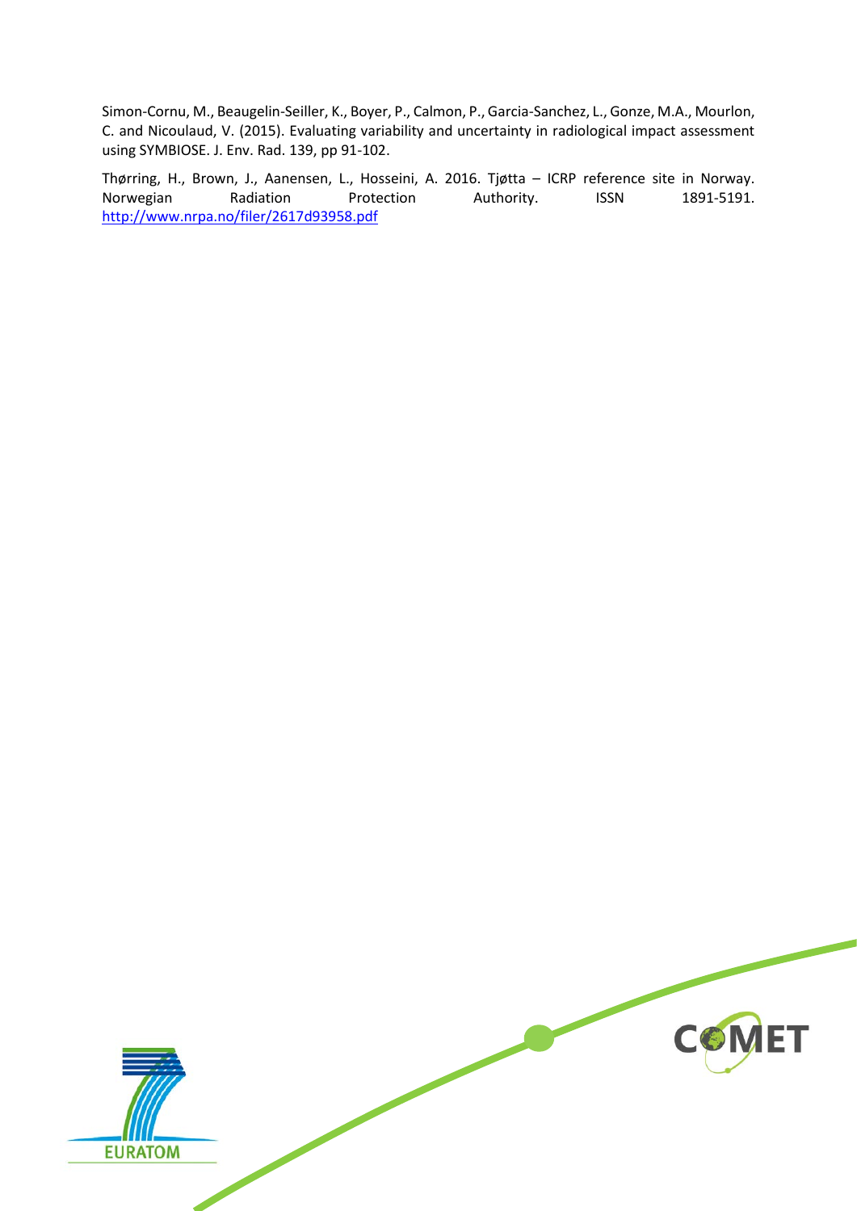Simon-Cornu, M., Beaugelin-Seiller, K., Boyer, P., Calmon, P., Garcia-Sanchez, L., Gonze, M.A., Mourlon, C. and Nicoulaud, V. (2015). Evaluating variability and uncertainty in radiological impact assessment using SYMBIOSE. J. Env. Rad. 139, pp 91-102.

Thørring, H., Brown, J., Aanensen, L., Hosseini, A. 2016. Tjøtta – ICRP reference site in Norway. Norwegian Radiation Protection Authority. ISSN 1891-5191. http://www.nrpa.no/filer/2617d93958.pdf